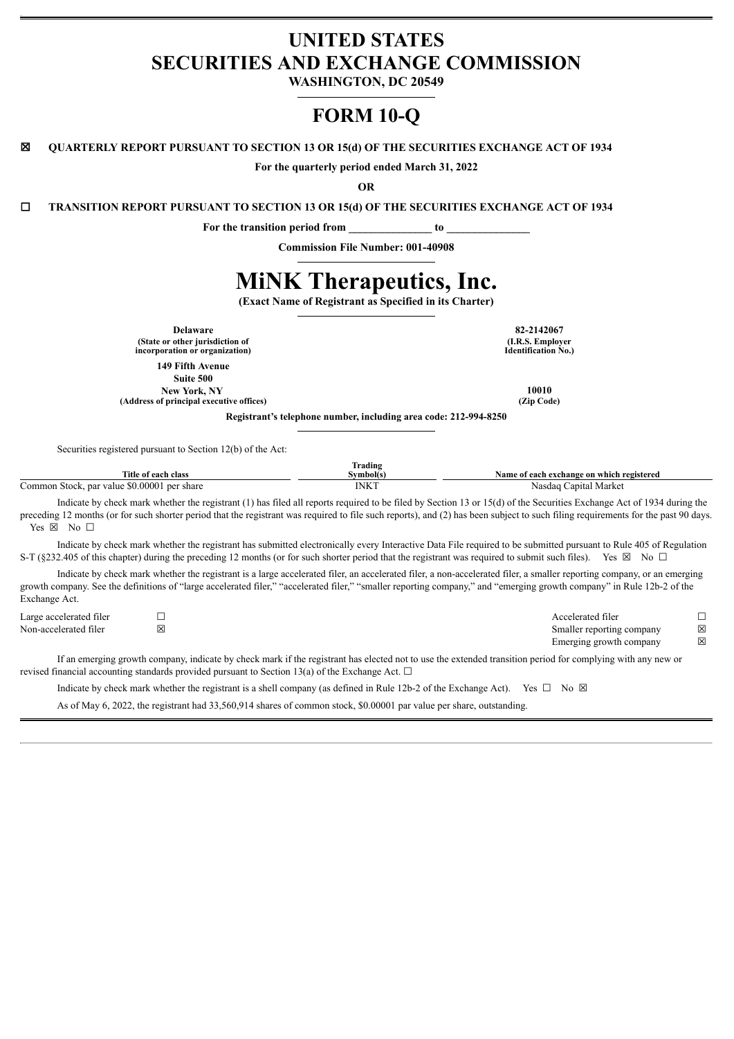# UNITED STATES
# SECURITIES AND EXCHANGE COMMISSION

**WASHINGTON, DC 20549**

# FORM 10-Q

☒ **QUARTERLY REPORT PURSUANT TO SECTION 13 OR 15(d) OF THE SECURITIES EXCHANGE ACT OF 1934**

**For the quarterly period ended March 31, 2022**

**OR**

☐ **TRANSITION REPORT PURSUANT TO SECTION 13 OR 15(d) OF THE SECURITIES EXCHANGE ACT OF 1934**

**For the transition period from \_\_\_\_\_\_\_\_\_\_\_\_\_\_ to \_\_\_\_\_\_\_\_\_\_\_\_\_\_**

**Commission File Number: 001-40908**

# MiNK Therapeutics, Inc.

**(Exact Name of Registrant as Specified in its Charter)**

| | |
|---|---|
| **Delaware**<br>**(State or other jurisdiction of incorporation or organization)** | **82-2142067**<br>**(I.R.S. Employer Identification No.)** |
| **149 Fifth Avenue**<br>**Suite 500**<br>**New York, NY**<br>**(Address of principal executive offices)** | **10010**<br>**(Zip Code)** |

**Registrant's telephone number, including area code: 212-994-8250**

Securities registered pursuant to Section 12(b) of the Act:

| Title of each class | Trading Symbol(s) | Name of each exchange on which registered |
|---|---|---|
| Common Stock, par value $0.00001 per share | INKT | Nasdaq Capital Market |

Indicate by check mark whether the registrant (1) has filed all reports required to be filed by Section 13 or 15(d) of the Securities Exchange Act of 1934 during the preceding 12 months (or for such shorter period that the registrant was required to file such reports), and (2) has been subject to such filing requirements for the past 90 days. Yes ☒ No ☐

Indicate by check mark whether the registrant has submitted electronically every Interactive Data File required to be submitted pursuant to Rule 405 of Regulation S-T (§232.405 of this chapter) during the preceding 12 months (or for such shorter period that the registrant was required to submit such files). Yes ☒ No ☐

Indicate by check mark whether the registrant is a large accelerated filer, an accelerated filer, a non-accelerated filer, a smaller reporting company, or an emerging growth company. See the definitions of "large accelerated filer," "accelerated filer," "smaller reporting company," and "emerging growth company" in Rule 12b-2 of the Exchange Act.

| | | | |
|---|---|---|---|
| Large accelerated filer | ☐ | Accelerated filer | ☐ |
| Non-accelerated filer | ☒ | Smaller reporting company | ☒ |
| | | Emerging growth company | ☒ |

If an emerging growth company, indicate by check mark if the registrant has elected not to use the extended transition period for complying with any new or revised financial accounting standards provided pursuant to Section 13(a) of the Exchange Act. ☐

Indicate by check mark whether the registrant is a shell company (as defined in Rule 12b-2 of the Exchange Act). Yes ☐ No ☒

As of May 6, 2022, the registrant had 33,560,914 shares of common stock, $0.00001 par value per share, outstanding.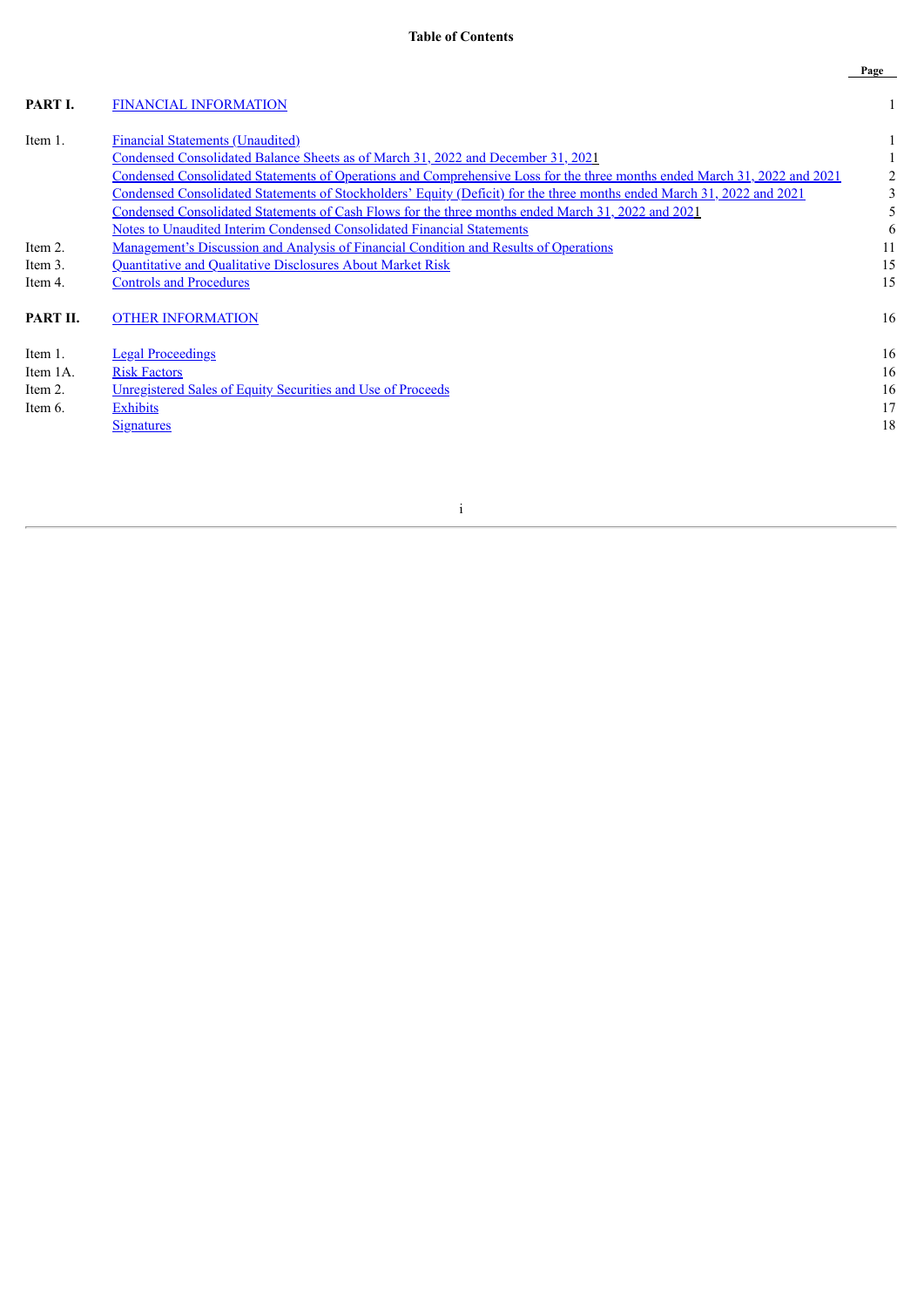**Table of Contents**

| | | Page |
|---|---|---|
| **PART I.** | FINANCIAL INFORMATION | 1 |
| Item 1. | Financial Statements (Unaudited) | 1 |
| | Condensed Consolidated Balance Sheets as of March 31, 2022 and December 31, 2021 | 1 |
| | Condensed Consolidated Statements of Operations and Comprehensive Loss for the three months ended March 31, 2022 and 2021 | 2 |
| | Condensed Consolidated Statements of Stockholders' Equity (Deficit) for the three months ended March 31, 2022 and 2021 | 3 |
| | Condensed Consolidated Statements of Cash Flows for the three months ended March 31, 2022 and 2021 | 5 |
| | Notes to Unaudited Interim Condensed Consolidated Financial Statements | 6 |
| Item 2. | Management's Discussion and Analysis of Financial Condition and Results of Operations | 11 |
| Item 3. | Quantitative and Qualitative Disclosures About Market Risk | 15 |
| Item 4. | Controls and Procedures | 15 |
| **PART II.** | OTHER INFORMATION | 16 |
| Item 1. | Legal Proceedings | 16 |
| Item 1A. | Risk Factors | 16 |
| Item 2. | Unregistered Sales of Equity Securities and Use of Proceeds | 16 |
| Item 6. | Exhibits | 17 |
| | Signatures | 18 |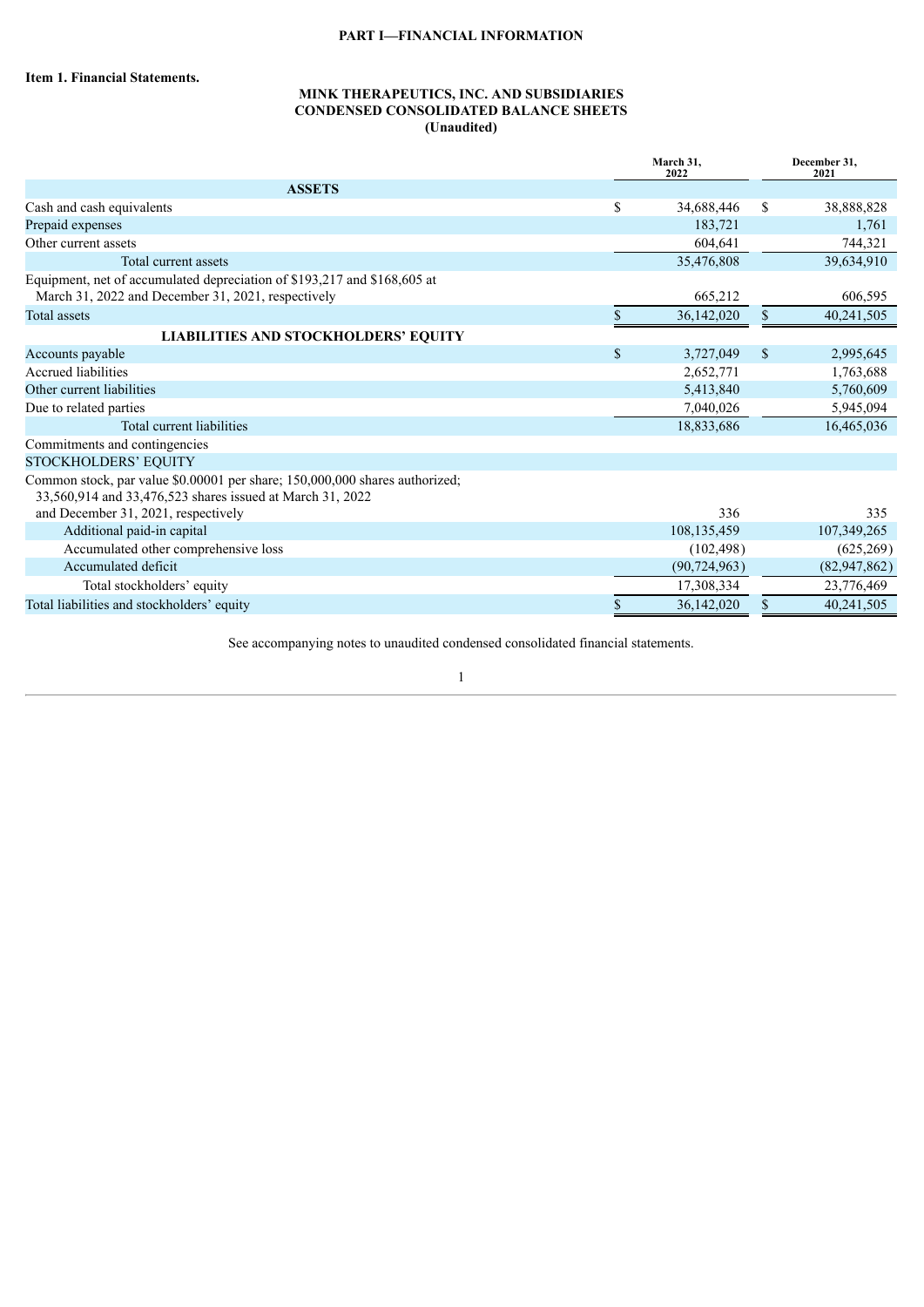**PART I—FINANCIAL INFORMATION**

**Item 1. Financial Statements.**

**MINK THERAPEUTICS, INC. AND SUBSIDIARIES**
**CONDENSED CONSOLIDATED BALANCE SHEETS**
**(Unaudited)**

| | March 31, 2022 | December 31, 2021 |
|---|---|---|
| **ASSETS** | | |
| Cash and cash equivalents | $ 34,688,446 | $ 38,888,828 |
| Prepaid expenses | 183,721 | 1,761 |
| Other current assets | 604,641 | 744,321 |
| Total current assets | 35,476,808 | 39,634,910 |
| Equipment, net of accumulated depreciation of $193,217 and $168,605 at March 31, 2022 and December 31, 2021, respectively | 665,212 | 606,595 |
| Total assets | $ 36,142,020 | $ 40,241,505 |
| **LIABILITIES AND STOCKHOLDERS' EQUITY** | | |
| Accounts payable | $ 3,727,049 | $ 2,995,645 |
| Accrued liabilities | 2,652,771 | 1,763,688 |
| Other current liabilities | 5,413,840 | 5,760,609 |
| Due to related parties | 7,040,026 | 5,945,094 |
| Total current liabilities | 18,833,686 | 16,465,036 |
| Commitments and contingencies | | |
| STOCKHOLDERS' EQUITY | | |
| Common stock, par value $0.00001 per share; 150,000,000 shares authorized; 33,560,914 and 33,476,523 shares issued at March 31, 2022 and December 31, 2021, respectively | 336 | 335 |
| Additional paid-in capital | 108,135,459 | 107,349,265 |
| Accumulated other comprehensive loss | (102,498) | (625,269) |
| Accumulated deficit | (90,724,963) | (82,947,862) |
| Total stockholders' equity | 17,308,334 | 23,776,469 |
| Total liabilities and stockholders' equity | $ 36,142,020 | $ 40,241,505 |

See accompanying notes to unaudited condensed consolidated financial statements.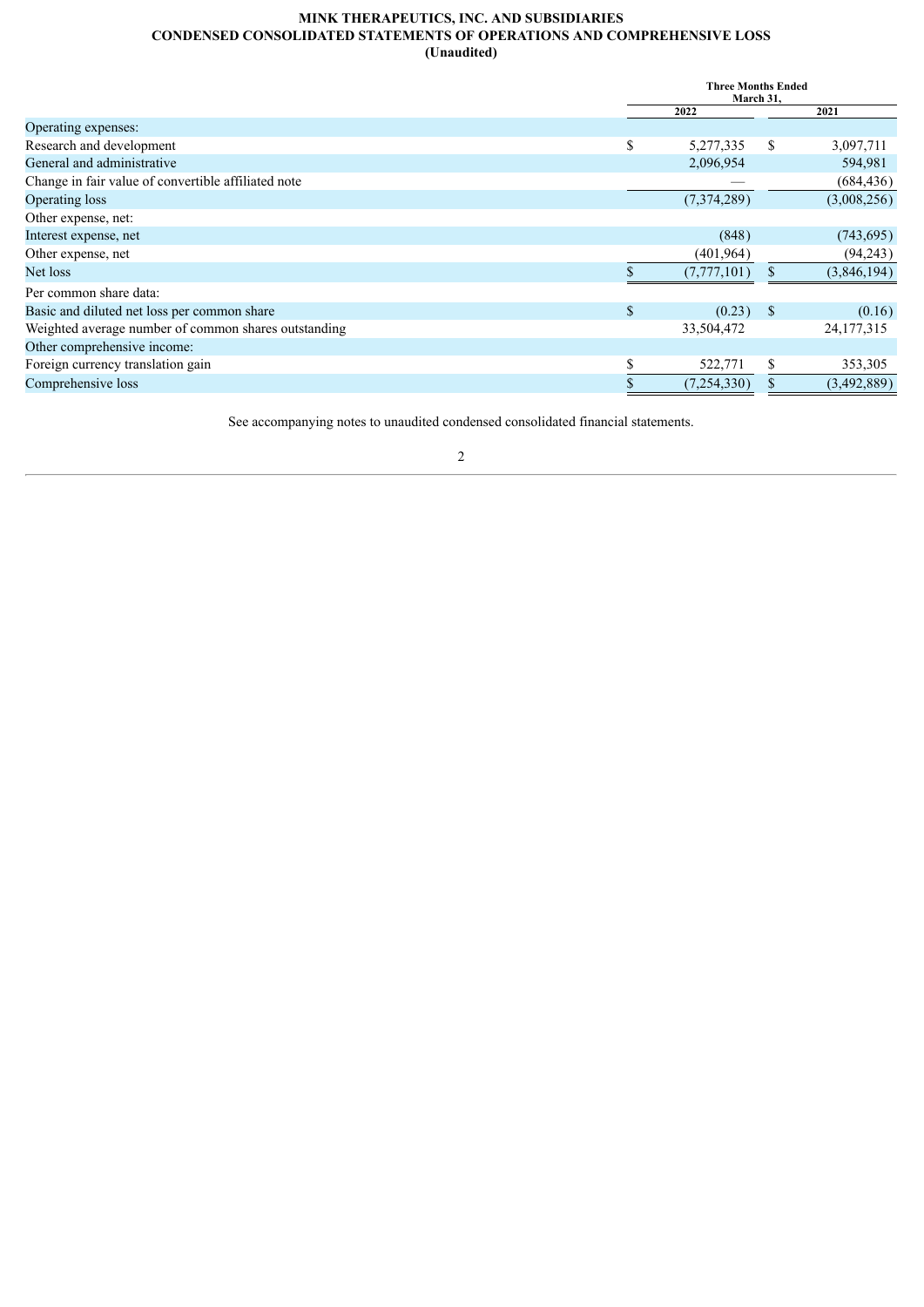**MINK THERAPEUTICS, INC. AND SUBSIDIARIES**
**CONDENSED CONSOLIDATED STATEMENTS OF OPERATIONS AND COMPREHENSIVE LOSS**
**(Unaudited)**

| | Three Months Ended March 31, | |
|---|---|---|
| | 2022 | 2021 |
| Operating expenses: | | |
| Research and development | $ 5,277,335 | $ 3,097,711 |
| General and administrative | 2,096,954 | 594,981 |
| Change in fair value of convertible affiliated note | — | (684,436) |
| Operating loss | (7,374,289) | (3,008,256) |
| Other expense, net: | | |
| Interest expense, net | (848) | (743,695) |
| Other expense, net | (401,964) | (94,243) |
| Net loss | $ (7,777,101) | $ (3,846,194) |
| Per common share data: | | |
| Basic and diluted net loss per common share | $ (0.23) | $ (0.16) |
| Weighted average number of common shares outstanding | 33,504,472 | 24,177,315 |
| Other comprehensive income: | | |
| Foreign currency translation gain | $ 522,771 | $ 353,305 |
| Comprehensive loss | $ (7,254,330) | $ (3,492,889) |

See accompanying notes to unaudited condensed consolidated financial statements.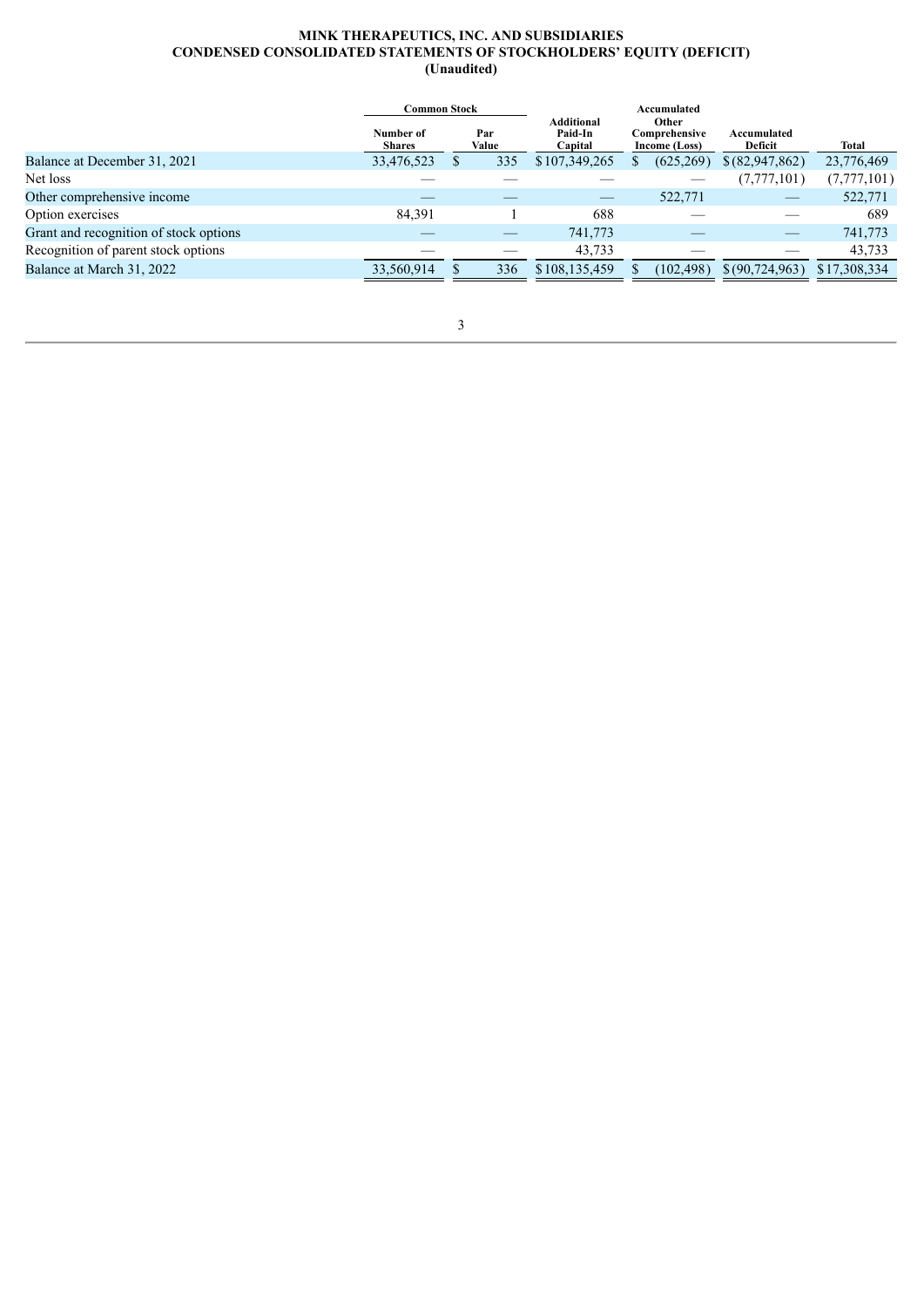**MINK THERAPEUTICS, INC. AND SUBSIDIARIES**
**CONDENSED CONSOLIDATED STATEMENTS OF STOCKHOLDERS' EQUITY (DEFICIT)**
**(Unaudited)**

| | Common Stock | | Additional Paid-In Capital | Accumulated Other Comprehensive Income (Loss) | Accumulated Deficit | Total |
|---|---|---|---|---|---|---|
| | Number of Shares | Par Value | | | | |
| Balance at December 31, 2021 | 33,476,523 | $ 335 | $ 107,349,265 | $ (625,269) | $ (82,947,862) | 23,776,469 |
| Net loss | — | — | — | — | (7,777,101) | (7,777,101) |
| Other comprehensive income | — | — | — | 522,771 | — | 522,771 |
| Option exercises | 84,391 | 1 | 688 | — | — | 689 |
| Grant and recognition of stock options | — | — | 741,773 | — | — | 741,773 |
| Recognition of parent stock options | — | — | 43,733 | — | — | 43,733 |
| Balance at March 31, 2022 | 33,560,914 | $ 336 | $ 108,135,459 | $ (102,498) | $ (90,724,963) | $ 17,308,334 |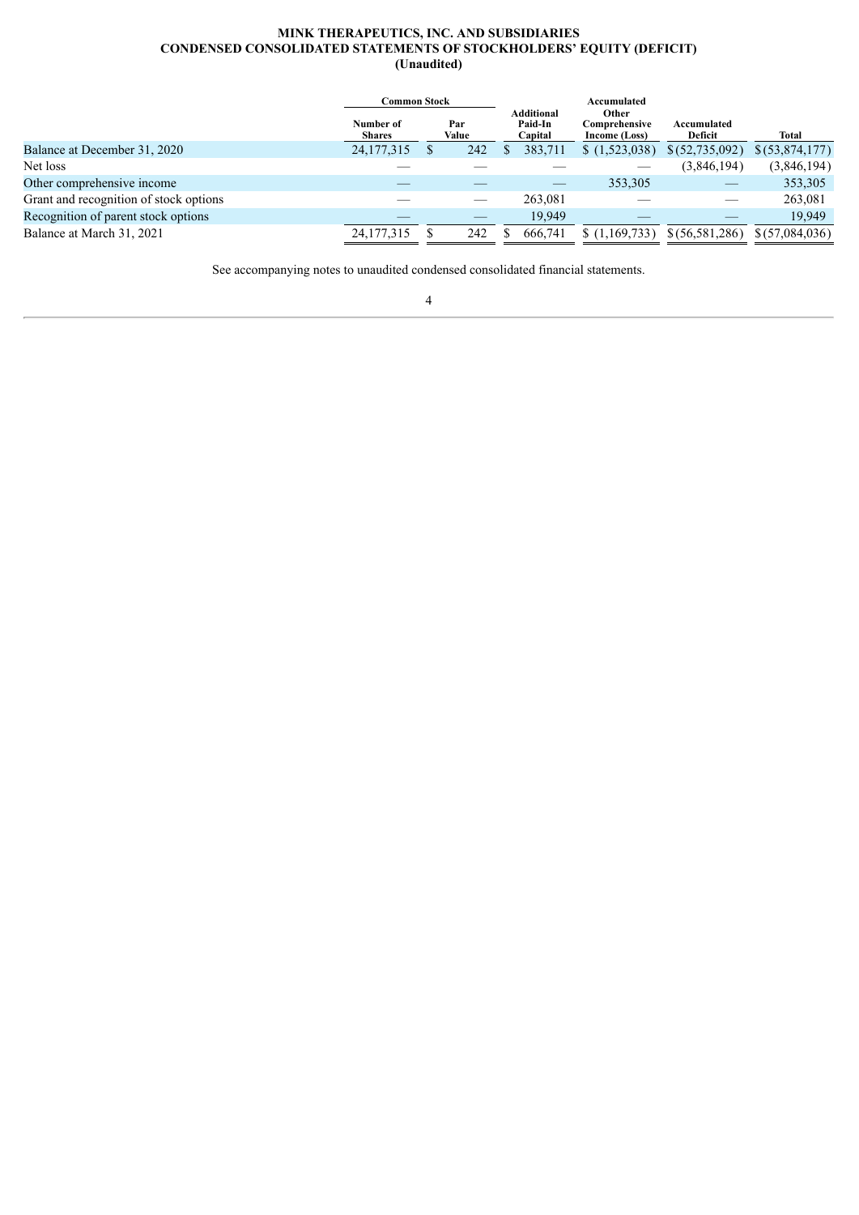**MINK THERAPEUTICS, INC. AND SUBSIDIARIES**
**CONDENSED CONSOLIDATED STATEMENTS OF STOCKHOLDERS' EQUITY (DEFICIT)**
**(Unaudited)**

| | Common Stock | | Additional Paid-In Capital | Accumulated Other Comprehensive Income (Loss) | Accumulated Deficit | Total |
|---|---|---|---|---|---|---|
| | Number of Shares | Par Value | | | | |
| Balance at December 31, 2020 | 24,177,315 | $ 242 | $ 383,711 | $ (1,523,038) | $ (52,735,092) | $ (53,874,177) |
| Net loss | — | — | — | — | (3,846,194) | (3,846,194) |
| Other comprehensive income | — | — | — | 353,305 | — | 353,305 |
| Grant and recognition of stock options | — | — | 263,081 | — | — | 263,081 |
| Recognition of parent stock options | — | — | 19,949 | — | — | 19,949 |
| Balance at March 31, 2021 | 24,177,315 | $ 242 | $ 666,741 | $ (1,169,733) | $ (56,581,286) | $ (57,084,036) |

See accompanying notes to unaudited condensed consolidated financial statements.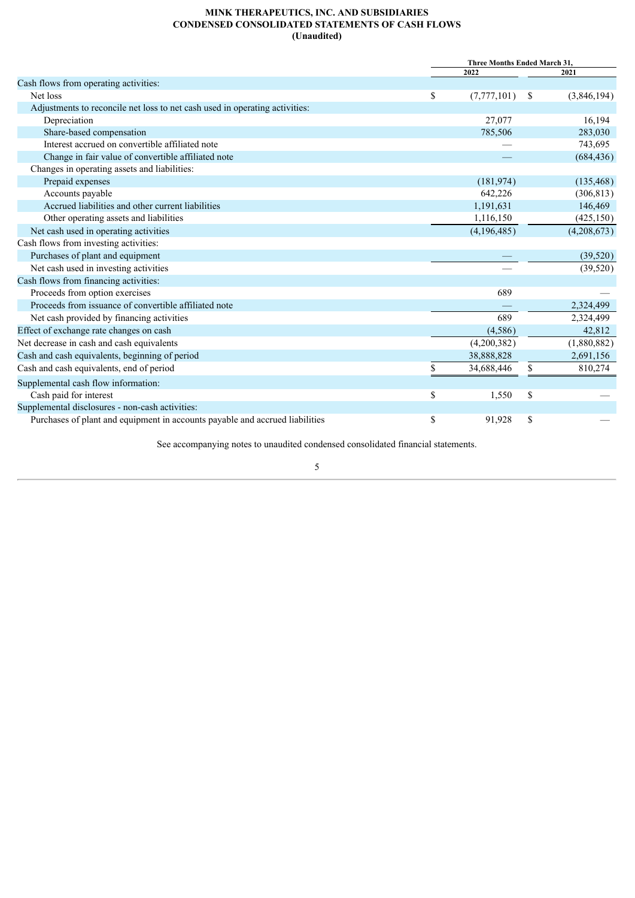**MINK THERAPEUTICS, INC. AND SUBSIDIARIES**
**CONDENSED CONSOLIDATED STATEMENTS OF CASH FLOWS**
**(Unaudited)**

| | Three Months Ended March 31, | |
|---|---|---|
| | 2022 | 2021 |
| Cash flows from operating activities: | | |
| Net loss | $ (7,777,101) | $ (3,846,194) |
| Adjustments to reconcile net loss to net cash used in operating activities: | | |
| Depreciation | 27,077 | 16,194 |
| Share-based compensation | 785,506 | 283,030 |
| Interest accrued on convertible affiliated note | — | 743,695 |
| Change in fair value of convertible affiliated note | — | (684,436) |
| Changes in operating assets and liabilities: | | |
| Prepaid expenses | (181,974) | (135,468) |
| Accounts payable | 642,226 | (306,813) |
| Accrued liabilities and other current liabilities | 1,191,631 | 146,469 |
| Other operating assets and liabilities | 1,116,150 | (425,150) |
| Net cash used in operating activities | (4,196,485) | (4,208,673) |
| Cash flows from investing activities: | | |
| Purchases of plant and equipment | — | (39,520) |
| Net cash used in investing activities | — | (39,520) |
| Cash flows from financing activities: | | |
| Proceeds from option exercises | 689 | — |
| Proceeds from issuance of convertible affiliated note | — | 2,324,499 |
| Net cash provided by financing activities | 689 | 2,324,499 |
| Effect of exchange rate changes on cash | (4,586) | 42,812 |
| Net decrease in cash and cash equivalents | (4,200,382) | (1,880,882) |
| Cash and cash equivalents, beginning of period | 38,888,828 | 2,691,156 |
| Cash and cash equivalents, end of period | $ 34,688,446 | $ 810,274 |
| Supplemental cash flow information: | | |
| Cash paid for interest | $ 1,550 | $ — |
| Supplemental disclosures - non-cash activities: | | |
| Purchases of plant and equipment in accounts payable and accrued liabilities | $ 91,928 | $ — |

See accompanying notes to unaudited condensed consolidated financial statements.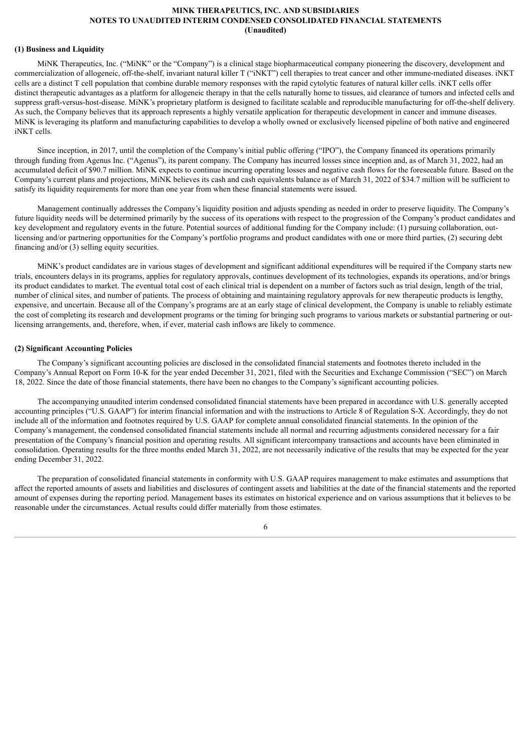**MINK THERAPEUTICS, INC. AND SUBSIDIARIES**
**NOTES TO UNAUDITED INTERIM CONDENSED CONSOLIDATED FINANCIAL STATEMENTS**
**(Unaudited)**

**(1) Business and Liquidity**

MiNK Therapeutics, Inc. ("MiNK" or the "Company") is a clinical stage biopharmaceutical company pioneering the discovery, development and commercialization of allogeneic, off-the-shelf, invariant natural killer T ("iNKT") cell therapies to treat cancer and other immune-mediated diseases. iNKT cells are a distinct T cell population that combine durable memory responses with the rapid cytolytic features of natural killer cells. iNKT cells offer distinct therapeutic advantages as a platform for allogeneic therapy in that the cells naturally home to tissues, aid clearance of tumors and infected cells and suppress graft-versus-host-disease. MiNK's proprietary platform is designed to facilitate scalable and reproducible manufacturing for off-the-shelf delivery. As such, the Company believes that its approach represents a highly versatile application for therapeutic development in cancer and immune diseases. MiNK is leveraging its platform and manufacturing capabilities to develop a wholly owned or exclusively licensed pipeline of both native and engineered iNKT cells.

Since inception, in 2017, until the completion of the Company's initial public offering ("IPO"), the Company financed its operations primarily through funding from Agenus Inc. ("Agenus"), its parent company. The Company has incurred losses since inception and, as of March 31, 2022, had an accumulated deficit of $90.7 million. MiNK expects to continue incurring operating losses and negative cash flows for the foreseeable future. Based on the Company's current plans and projections, MiNK believes its cash and cash equivalents balance as of March 31, 2022 of $34.7 million will be sufficient to satisfy its liquidity requirements for more than one year from when these financial statements were issued.

Management continually addresses the Company's liquidity position and adjusts spending as needed in order to preserve liquidity. The Company's future liquidity needs will be determined primarily by the success of its operations with respect to the progression of the Company's product candidates and key development and regulatory events in the future. Potential sources of additional funding for the Company include: (1) pursuing collaboration, out-licensing and/or partnering opportunities for the Company's portfolio programs and product candidates with one or more third parties, (2) securing debt financing and/or (3) selling equity securities.

MiNK's product candidates are in various stages of development and significant additional expenditures will be required if the Company starts new trials, encounters delays in its programs, applies for regulatory approvals, continues development of its technologies, expands its operations, and/or brings its product candidates to market. The eventual total cost of each clinical trial is dependent on a number of factors such as trial design, length of the trial, number of clinical sites, and number of patients. The process of obtaining and maintaining regulatory approvals for new therapeutic products is lengthy, expensive, and uncertain. Because all of the Company's programs are at an early stage of clinical development, the Company is unable to reliably estimate the cost of completing its research and development programs or the timing for bringing such programs to various markets or substantial partnering or out-licensing arrangements, and, therefore, when, if ever, material cash inflows are likely to commence.

**(2) Significant Accounting Policies**

The Company's significant accounting policies are disclosed in the consolidated financial statements and footnotes thereto included in the Company's Annual Report on Form 10-K for the year ended December 31, 2021, filed with the Securities and Exchange Commission ("SEC") on March 18, 2022. Since the date of those financial statements, there have been no changes to the Company's significant accounting policies.

The accompanying unaudited interim condensed consolidated financial statements have been prepared in accordance with U.S. generally accepted accounting principles ("U.S. GAAP") for interim financial information and with the instructions to Article 8 of Regulation S-X. Accordingly, they do not include all of the information and footnotes required by U.S. GAAP for complete annual consolidated financial statements. In the opinion of the Company's management, the condensed consolidated financial statements include all normal and recurring adjustments considered necessary for a fair presentation of the Company's financial position and operating results. All significant intercompany transactions and accounts have been eliminated in consolidation. Operating results for the three months ended March 31, 2022, are not necessarily indicative of the results that may be expected for the year ending December 31, 2022.

The preparation of consolidated financial statements in conformity with U.S. GAAP requires management to make estimates and assumptions that affect the reported amounts of assets and liabilities and disclosures of contingent assets and liabilities at the date of the financial statements and the reported amount of expenses during the reporting period. Management bases its estimates on historical experience and on various assumptions that it believes to be reasonable under the circumstances. Actual results could differ materially from those estimates.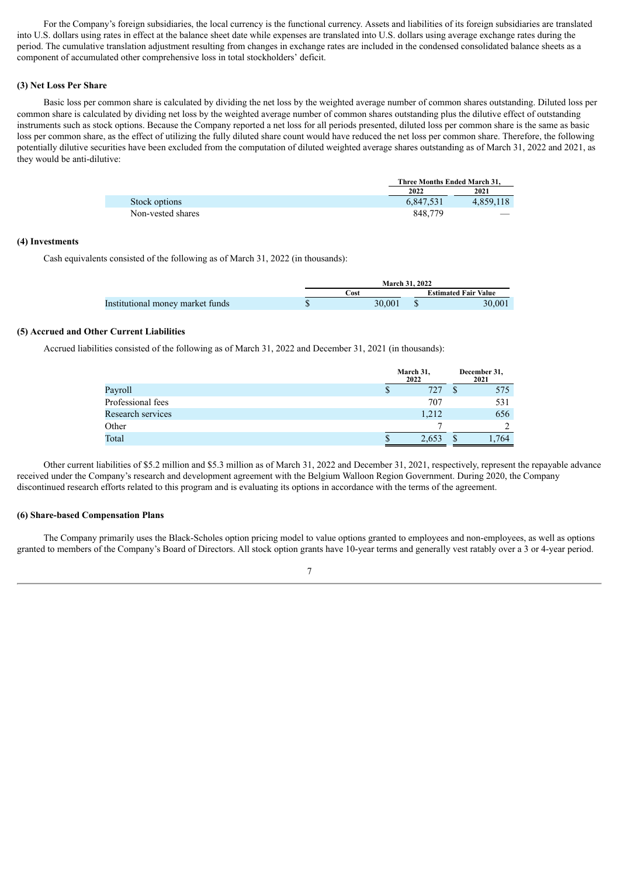For the Company's foreign subsidiaries, the local currency is the functional currency. Assets and liabilities of its foreign subsidiaries are translated into U.S. dollars using rates in effect at the balance sheet date while expenses are translated into U.S. dollars using average exchange rates during the period. The cumulative translation adjustment resulting from changes in exchange rates are included in the condensed consolidated balance sheets as a component of accumulated other comprehensive loss in total stockholders' deficit.

**(3) Net Loss Per Share**

Basic loss per common share is calculated by dividing the net loss by the weighted average number of common shares outstanding. Diluted loss per common share is calculated by dividing net loss by the weighted average number of common shares outstanding plus the dilutive effect of outstanding instruments such as stock options. Because the Company reported a net loss for all periods presented, diluted loss per common share is the same as basic loss per common share, as the effect of utilizing the fully diluted share count would have reduced the net loss per common share. Therefore, the following potentially dilutive securities have been excluded from the computation of diluted weighted average shares outstanding as of March 31, 2022 and 2021, as they would be anti-dilutive:

| | Three Months Ended March 31, | |
|---|---|---|
| | 2022 | 2021 |
| Stock options | 6,847,531 | 4,859,118 |
| Non-vested shares | 848,779 | — |

**(4) Investments**

Cash equivalents consisted of the following as of March 31, 2022 (in thousands):

| | March 31, 2022 | |
|---|---|---|
| | Cost | Estimated Fair Value |
| Institutional money market funds | $ 30,001 | $ 30,001 |

**(5) Accrued and Other Current Liabilities**

Accrued liabilities consisted of the following as of March 31, 2022 and December 31, 2021 (in thousands):

| | March 31, 2022 | December 31, 2021 |
|---|---|---|
| Payroll | $ 727 | $ 575 |
| Professional fees | 707 | 531 |
| Research services | 1,212 | 656 |
| Other | 7 | 2 |
| Total | $ 2,653 | $ 1,764 |

Other current liabilities of $5.2 million and $5.3 million as of March 31, 2022 and December 31, 2021, respectively, represent the repayable advance received under the Company's research and development agreement with the Belgium Walloon Region Government. During 2020, the Company discontinued research efforts related to this program and is evaluating its options in accordance with the terms of the agreement.

**(6) Share-based Compensation Plans**

The Company primarily uses the Black-Scholes option pricing model to value options granted to employees and non-employees, as well as options granted to members of the Company's Board of Directors. All stock option grants have 10-year terms and generally vest ratably over a 3 or 4-year period.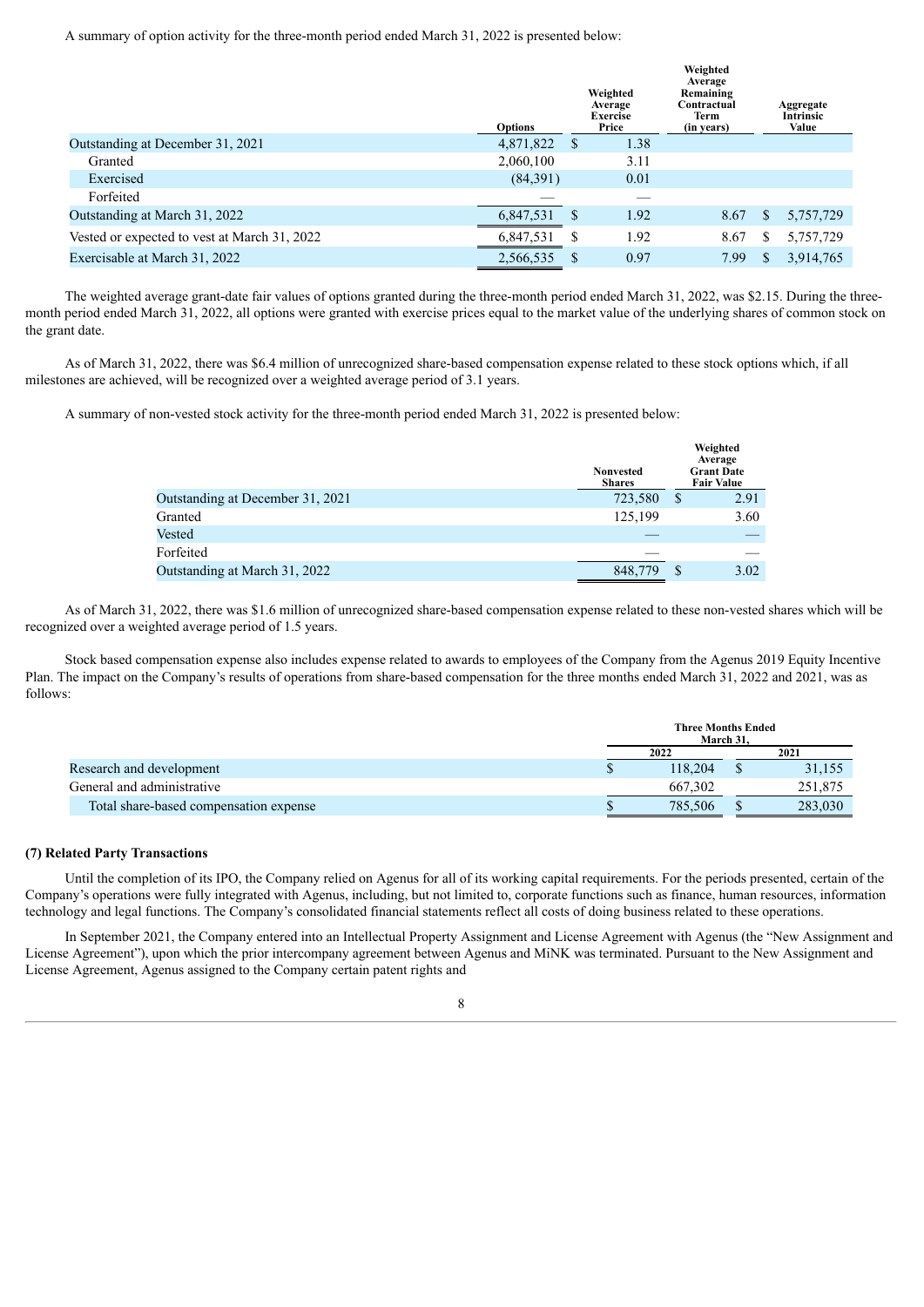A summary of option activity for the three-month period ended March 31, 2022 is presented below:

| | Options | Weighted Average Exercise Price | Weighted Average Remaining Contractual Term (in years) | Aggregate Intrinsic Value |
|---|---|---|---|---|
| Outstanding at December 31, 2021 | 4,871,822 | $ 1.38 | | |
| Granted | 2,060,100 | 3.11 | | |
| Exercised | (84,391) | 0.01 | | |
| Forfeited | — | — | | |
| Outstanding at March 31, 2022 | 6,847,531 | $ 1.92 | 8.67 | $ 5,757,729 |
| Vested or expected to vest at March 31, 2022 | 6,847,531 | $ 1.92 | 8.67 | $ 5,757,729 |
| Exercisable at March 31, 2022 | 2,566,535 | $ 0.97 | 7.99 | $ 3,914,765 |

The weighted average grant-date fair values of options granted during the three-month period ended March 31, 2022, was $2.15. During the three-month period ended March 31, 2022, all options were granted with exercise prices equal to the market value of the underlying shares of common stock on the grant date.

As of March 31, 2022, there was $6.4 million of unrecognized share-based compensation expense related to these stock options which, if all milestones are achieved, will be recognized over a weighted average period of 3.1 years.

A summary of non-vested stock activity for the three-month period ended March 31, 2022 is presented below:

| | Nonvested Shares | Weighted Average Grant Date Fair Value |
|---|---|---|
| Outstanding at December 31, 2021 | 723,580 | $ 2.91 |
| Granted | 125,199 | 3.60 |
| Vested | — | — |
| Forfeited | — | — |
| Outstanding at March 31, 2022 | 848,779 | $ 3.02 |

As of March 31, 2022, there was $1.6 million of unrecognized share-based compensation expense related to these non-vested shares which will be recognized over a weighted average period of 1.5 years.

Stock based compensation expense also includes expense related to awards to employees of the Company from the Agenus 2019 Equity Incentive Plan. The impact on the Company's results of operations from share-based compensation for the three months ended March 31, 2022 and 2021, was as follows:

| | Three Months Ended March 31, | |
|---|---|---|
| | 2022 | 2021 |
| Research and development | $ 118,204 | $ 31,155 |
| General and administrative | 667,302 | 251,875 |
| Total share-based compensation expense | $ 785,506 | $ 283,030 |

**(7) Related Party Transactions**

Until the completion of its IPO, the Company relied on Agenus for all of its working capital requirements. For the periods presented, certain of the Company's operations were fully integrated with Agenus, including, but not limited to, corporate functions such as finance, human resources, information technology and legal functions. The Company's consolidated financial statements reflect all costs of doing business related to these operations.

In September 2021, the Company entered into an Intellectual Property Assignment and License Agreement with Agenus (the "New Assignment and License Agreement"), upon which the prior intercompany agreement between Agenus and MiNK was terminated. Pursuant to the New Assignment and License Agreement, Agenus assigned to the Company certain patent rights and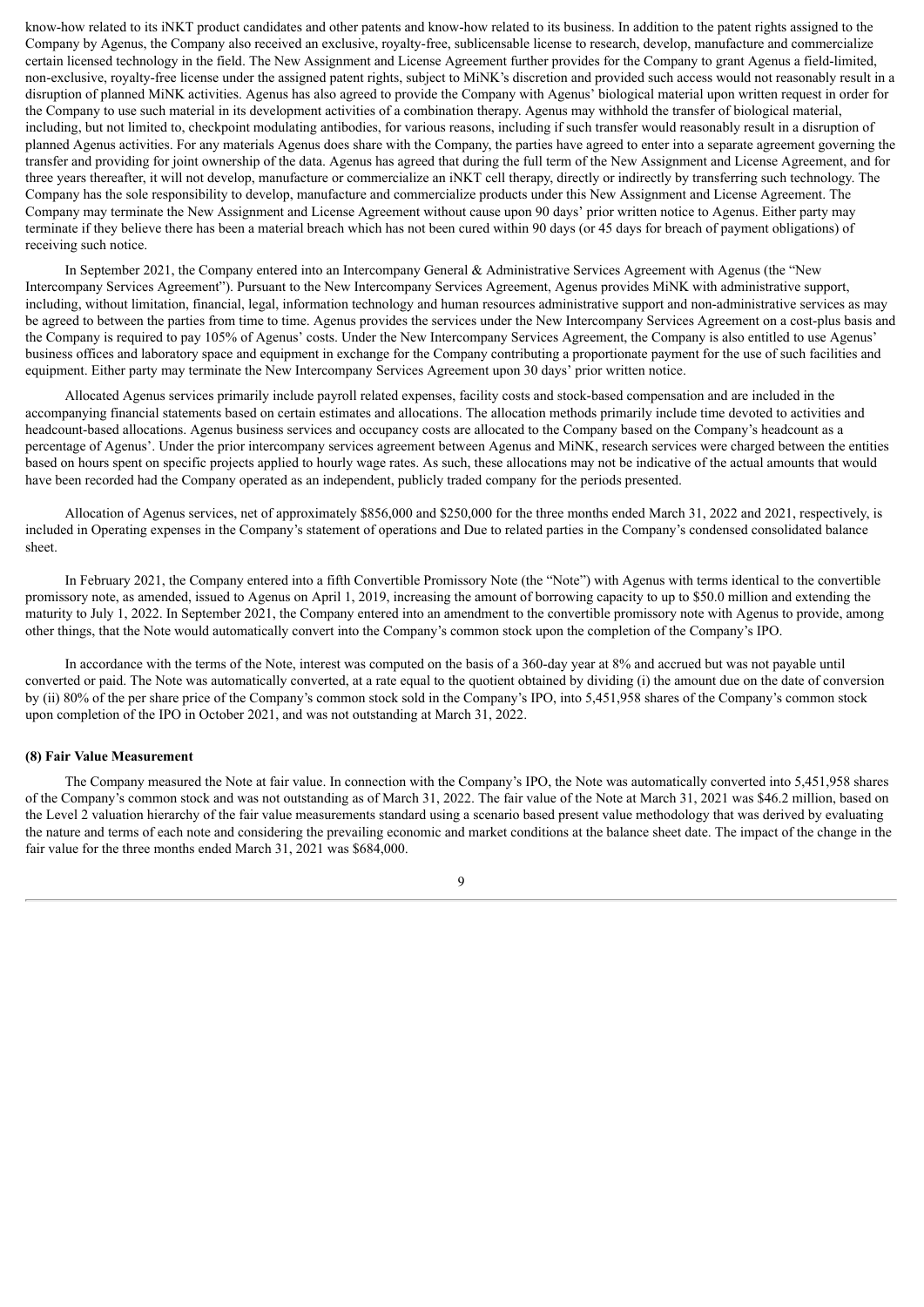know-how related to its iNKT product candidates and other patents and know-how related to its business. In addition to the patent rights assigned to the Company by Agenus, the Company also received an exclusive, royalty-free, sublicensable license to research, develop, manufacture and commercialize certain licensed technology in the field. The New Assignment and License Agreement further provides for the Company to grant Agenus a field-limited, non-exclusive, royalty-free license under the assigned patent rights, subject to MiNK's discretion and provided such access would not reasonably result in a disruption of planned MiNK activities. Agenus has also agreed to provide the Company with Agenus' biological material upon written request in order for the Company to use such material in its development activities of a combination therapy. Agenus may withhold the transfer of biological material, including, but not limited to, checkpoint modulating antibodies, for various reasons, including if such transfer would reasonably result in a disruption of planned Agenus activities. For any materials Agenus does share with the Company, the parties have agreed to enter into a separate agreement governing the transfer and providing for joint ownership of the data. Agenus has agreed that during the full term of the New Assignment and License Agreement, and for three years thereafter, it will not develop, manufacture or commercialize an iNKT cell therapy, directly or indirectly by transferring such technology. The Company has the sole responsibility to develop, manufacture and commercialize products under this New Assignment and License Agreement. The Company may terminate the New Assignment and License Agreement without cause upon 90 days' prior written notice to Agenus. Either party may terminate if they believe there has been a material breach which has not been cured within 90 days (or 45 days for breach of payment obligations) of receiving such notice.

In September 2021, the Company entered into an Intercompany General & Administrative Services Agreement with Agenus (the "New Intercompany Services Agreement"). Pursuant to the New Intercompany Services Agreement, Agenus provides MiNK with administrative support, including, without limitation, financial, legal, information technology and human resources administrative support and non-administrative services as may be agreed to between the parties from time to time. Agenus provides the services under the New Intercompany Services Agreement on a cost-plus basis and the Company is required to pay 105% of Agenus' costs. Under the New Intercompany Services Agreement, the Company is also entitled to use Agenus' business offices and laboratory space and equipment in exchange for the Company contributing a proportionate payment for the use of such facilities and equipment. Either party may terminate the New Intercompany Services Agreement upon 30 days' prior written notice.

Allocated Agenus services primarily include payroll related expenses, facility costs and stock-based compensation and are included in the accompanying financial statements based on certain estimates and allocations. The allocation methods primarily include time devoted to activities and headcount-based allocations. Agenus business services and occupancy costs are allocated to the Company based on the Company's headcount as a percentage of Agenus'. Under the prior intercompany services agreement between Agenus and MiNK, research services were charged between the entities based on hours spent on specific projects applied to hourly wage rates. As such, these allocations may not be indicative of the actual amounts that would have been recorded had the Company operated as an independent, publicly traded company for the periods presented.

Allocation of Agenus services, net of approximately $856,000 and $250,000 for the three months ended March 31, 2022 and 2021, respectively, is included in Operating expenses in the Company's statement of operations and Due to related parties in the Company's condensed consolidated balance sheet.

In February 2021, the Company entered into a fifth Convertible Promissory Note (the "Note") with Agenus with terms identical to the convertible promissory note, as amended, issued to Agenus on April 1, 2019, increasing the amount of borrowing capacity to up to $50.0 million and extending the maturity to July 1, 2022. In September 2021, the Company entered into an amendment to the convertible promissory note with Agenus to provide, among other things, that the Note would automatically convert into the Company's common stock upon the completion of the Company's IPO.

In accordance with the terms of the Note, interest was computed on the basis of a 360-day year at 8% and accrued but was not payable until converted or paid. The Note was automatically converted, at a rate equal to the quotient obtained by dividing (i) the amount due on the date of conversion by (ii) 80% of the per share price of the Company's common stock sold in the Company's IPO, into 5,451,958 shares of the Company's common stock upon completion of the IPO in October 2021, and was not outstanding at March 31, 2022.

#### (8) Fair Value Measurement

The Company measured the Note at fair value. In connection with the Company's IPO, the Note was automatically converted into 5,451,958 shares of the Company's common stock and was not outstanding as of March 31, 2022. The fair value of the Note at March 31, 2021 was $46.2 million, based on the Level 2 valuation hierarchy of the fair value measurements standard using a scenario based present value methodology that was derived by evaluating the nature and terms of each note and considering the prevailing economic and market conditions at the balance sheet date. The impact of the change in the fair value for the three months ended March 31, 2021 was $684,000.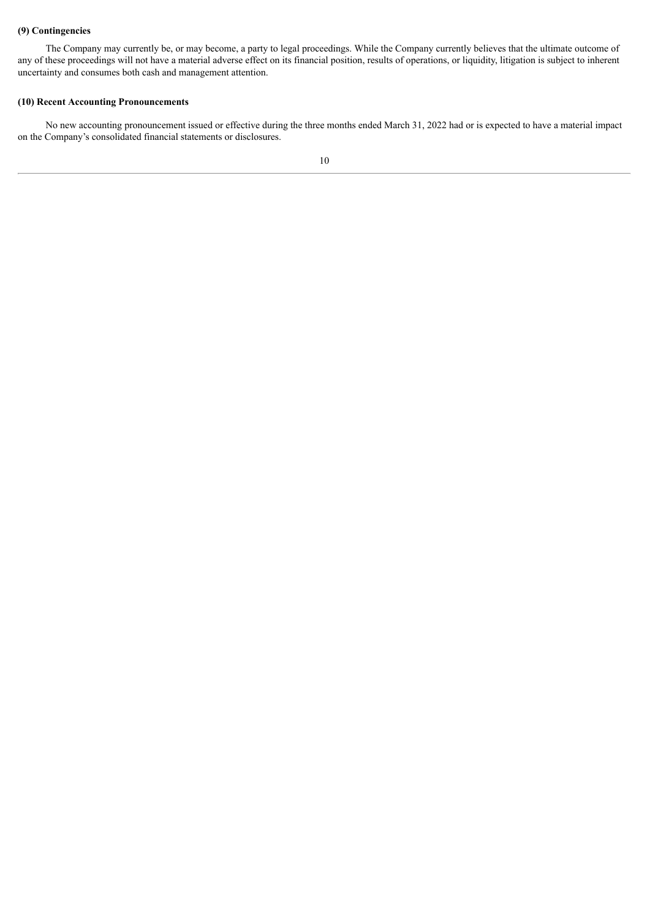**(9) Contingencies**

The Company may currently be, or may become, a party to legal proceedings. While the Company currently believes that the ultimate outcome of any of these proceedings will not have a material adverse effect on its financial position, results of operations, or liquidity, litigation is subject to inherent uncertainty and consumes both cash and management attention.

**(10) Recent Accounting Pronouncements**

No new accounting pronouncement issued or effective during the three months ended March 31, 2022 had or is expected to have a material impact on the Company's consolidated financial statements or disclosures.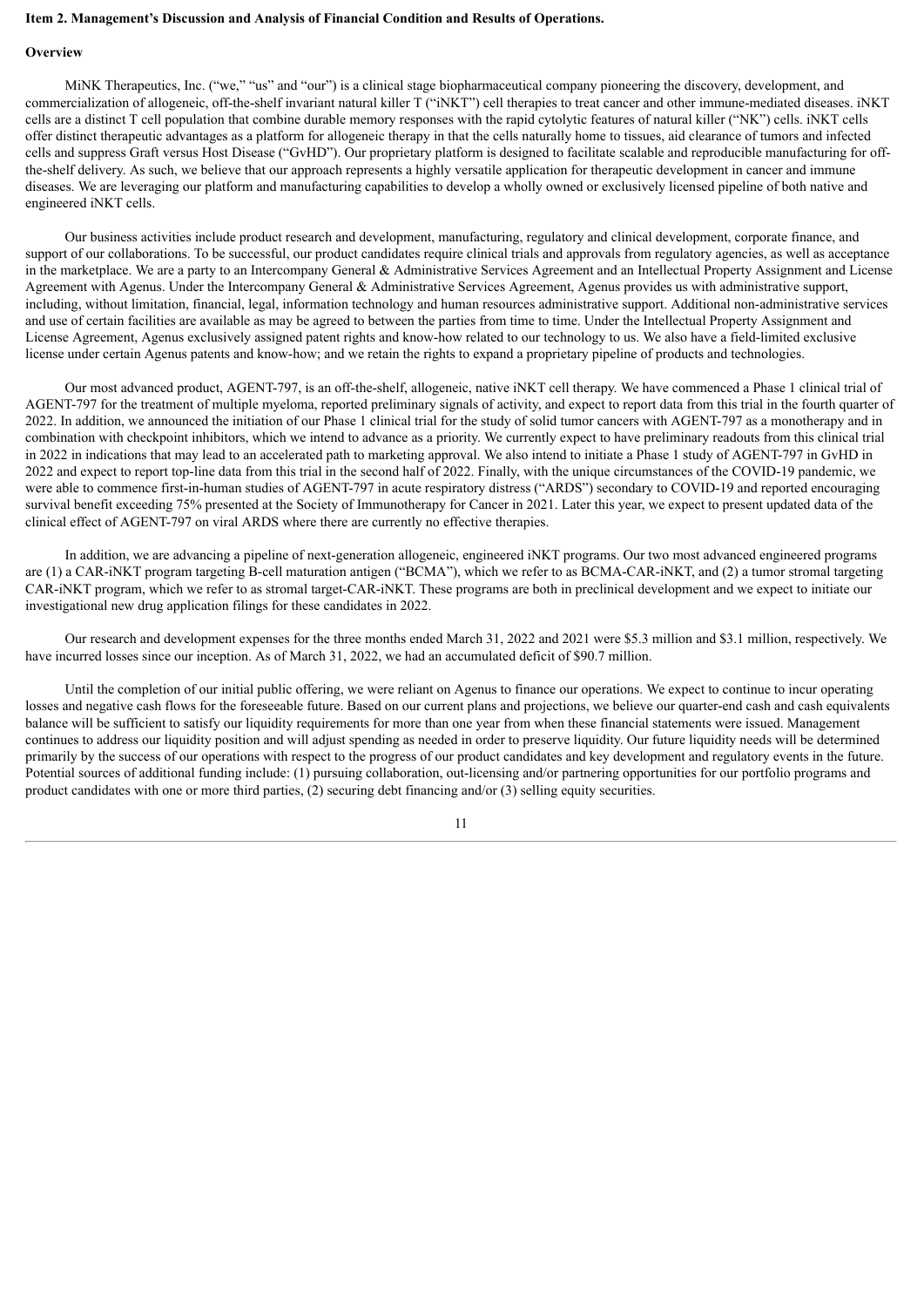## Item 2. Management's Discussion and Analysis of Financial Condition and Results of Operations.

### Overview

MiNK Therapeutics, Inc. ("we," "us" and "our") is a clinical stage biopharmaceutical company pioneering the discovery, development, and commercialization of allogeneic, off-the-shelf invariant natural killer T ("iNKT") cell therapies to treat cancer and other immune-mediated diseases. iNKT cells are a distinct T cell population that combine durable memory responses with the rapid cytolytic features of natural killer ("NK") cells. iNKT cells offer distinct therapeutic advantages as a platform for allogeneic therapy in that the cells naturally home to tissues, aid clearance of tumors and infected cells and suppress Graft versus Host Disease ("GvHD"). Our proprietary platform is designed to facilitate scalable and reproducible manufacturing for off-the-shelf delivery. As such, we believe that our approach represents a highly versatile application for therapeutic development in cancer and immune diseases. We are leveraging our platform and manufacturing capabilities to develop a wholly owned or exclusively licensed pipeline of both native and engineered iNKT cells.

Our business activities include product research and development, manufacturing, regulatory and clinical development, corporate finance, and support of our collaborations. To be successful, our product candidates require clinical trials and approvals from regulatory agencies, as well as acceptance in the marketplace. We are a party to an Intercompany General & Administrative Services Agreement and an Intellectual Property Assignment and License Agreement with Agenus. Under the Intercompany General & Administrative Services Agreement, Agenus provides us with administrative support, including, without limitation, financial, legal, information technology and human resources administrative support. Additional non-administrative services and use of certain facilities are available as may be agreed to between the parties from time to time. Under the Intellectual Property Assignment and License Agreement, Agenus exclusively assigned patent rights and know-how related to our technology to us. We also have a field-limited exclusive license under certain Agenus patents and know-how; and we retain the rights to expand a proprietary pipeline of products and technologies.

Our most advanced product, AGENT-797, is an off-the-shelf, allogeneic, native iNKT cell therapy. We have commenced a Phase 1 clinical trial of AGENT-797 for the treatment of multiple myeloma, reported preliminary signals of activity, and expect to report data from this trial in the fourth quarter of 2022. In addition, we announced the initiation of our Phase 1 clinical trial for the study of solid tumor cancers with AGENT-797 as a monotherapy and in combination with checkpoint inhibitors, which we intend to advance as a priority. We currently expect to have preliminary readouts from this clinical trial in 2022 in indications that may lead to an accelerated path to marketing approval. We also intend to initiate a Phase 1 study of AGENT-797 in GvHD in 2022 and expect to report top-line data from this trial in the second half of 2022. Finally, with the unique circumstances of the COVID-19 pandemic, we were able to commence first-in-human studies of AGENT-797 in acute respiratory distress ("ARDS") secondary to COVID-19 and reported encouraging survival benefit exceeding 75% presented at the Society of Immunotherapy for Cancer in 2021. Later this year, we expect to present updated data of the clinical effect of AGENT-797 on viral ARDS where there are currently no effective therapies.

In addition, we are advancing a pipeline of next-generation allogeneic, engineered iNKT programs. Our two most advanced engineered programs are (1) a CAR-iNKT program targeting B-cell maturation antigen ("BCMA"), which we refer to as BCMA-CAR-iNKT, and (2) a tumor stromal targeting CAR-iNKT program, which we refer to as stromal target-CAR-iNKT. These programs are both in preclinical development and we expect to initiate our investigational new drug application filings for these candidates in 2022.

Our research and development expenses for the three months ended March 31, 2022 and 2021 were $5.3 million and $3.1 million, respectively. We have incurred losses since our inception. As of March 31, 2022, we had an accumulated deficit of $90.7 million.

Until the completion of our initial public offering, we were reliant on Agenus to finance our operations. We expect to continue to incur operating losses and negative cash flows for the foreseeable future. Based on our current plans and projections, we believe our quarter-end cash and cash equivalents balance will be sufficient to satisfy our liquidity requirements for more than one year from when these financial statements were issued. Management continues to address our liquidity position and will adjust spending as needed in order to preserve liquidity. Our future liquidity needs will be determined primarily by the success of our operations with respect to the progress of our product candidates and key development and regulatory events in the future. Potential sources of additional funding include: (1) pursuing collaboration, out-licensing and/or partnering opportunities for our portfolio programs and product candidates with one or more third parties, (2) securing debt financing and/or (3) selling equity securities.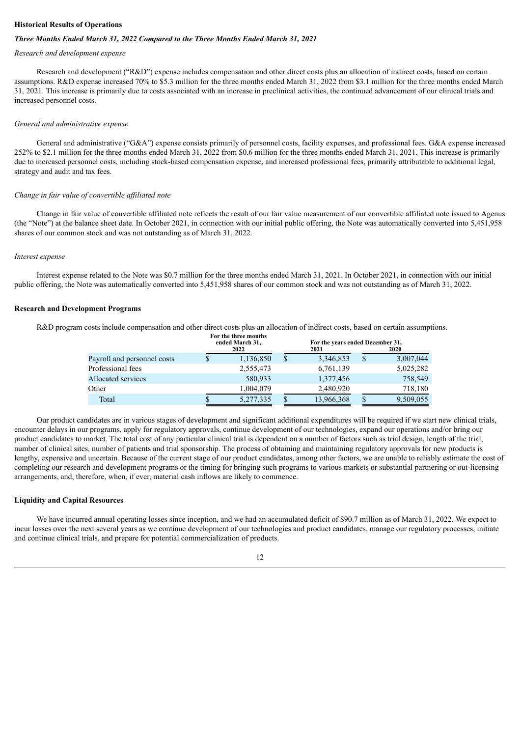**Historical Results of Operations**

***Three Months Ended March 31, 2022 Compared to the Three Months Ended March 31, 2021***

*Research and development expense*

Research and development ("R&D") expense includes compensation and other direct costs plus an allocation of indirect costs, based on certain assumptions. R&D expense increased 70% to $5.3 million for the three months ended March 31, 2022 from $3.1 million for the three months ended March 31, 2021. This increase is primarily due to costs associated with an increase in preclinical activities, the continued advancement of our clinical trials and increased personnel costs.

*General and administrative expense*

General and administrative ("G&A") expense consists primarily of personnel costs, facility expenses, and professional fees. G&A expense increased 252% to $2.1 million for the three months ended March 31, 2022 from $0.6 million for the three months ended March 31, 2021. This increase is primarily due to increased personnel costs, including stock-based compensation expense, and increased professional fees, primarily attributable to additional legal, strategy and audit and tax fees.

*Change in fair value of convertible affiliated note*

Change in fair value of convertible affiliated note reflects the result of our fair value measurement of our convertible affiliated note issued to Agenus (the "Note") at the balance sheet date. In October 2021, in connection with our initial public offering, the Note was automatically converted into 5,451,958 shares of our common stock and was not outstanding as of March 31, 2022.

*Interest expense*

Interest expense related to the Note was $0.7 million for the three months ended March 31, 2021. In October 2021, in connection with our initial public offering, the Note was automatically converted into 5,451,958 shares of our common stock and was not outstanding as of March 31, 2022.

**Research and Development Programs**

R&D program costs include compensation and other direct costs plus an allocation of indirect costs, based on certain assumptions.

| | For the three months ended March 31, | For the years ended December 31, | |
|---|---|---|---|
| | 2022 | 2021 | 2020 |
| Payroll and personnel costs | $ 1,136,850 | $ 3,346,853 | $ 3,007,044 |
| Professional fees | 2,555,473 | 6,761,139 | 5,025,282 |
| Allocated services | 580,933 | 1,377,456 | 758,549 |
| Other | 1,004,079 | 2,480,920 | 718,180 |
| Total | $ 5,277,335 | $ 13,966,368 | $ 9,509,055 |

Our product candidates are in various stages of development and significant additional expenditures will be required if we start new clinical trials, encounter delays in our programs, apply for regulatory approvals, continue development of our technologies, expand our operations and/or bring our product candidates to market. The total cost of any particular clinical trial is dependent on a number of factors such as trial design, length of the trial, number of clinical sites, number of patients and trial sponsorship. The process of obtaining and maintaining regulatory approvals for new products is lengthy, expensive and uncertain. Because of the current stage of our product candidates, among other factors, we are unable to reliably estimate the cost of completing our research and development programs or the timing for bringing such programs to various markets or substantial partnering or out-licensing arrangements, and, therefore, when, if ever, material cash inflows are likely to commence.

**Liquidity and Capital Resources**

We have incurred annual operating losses since inception, and we had an accumulated deficit of $90.7 million as of March 31, 2022. We expect to incur losses over the next several years as we continue development of our technologies and product candidates, manage our regulatory processes, initiate and continue clinical trials, and prepare for potential commercialization of products.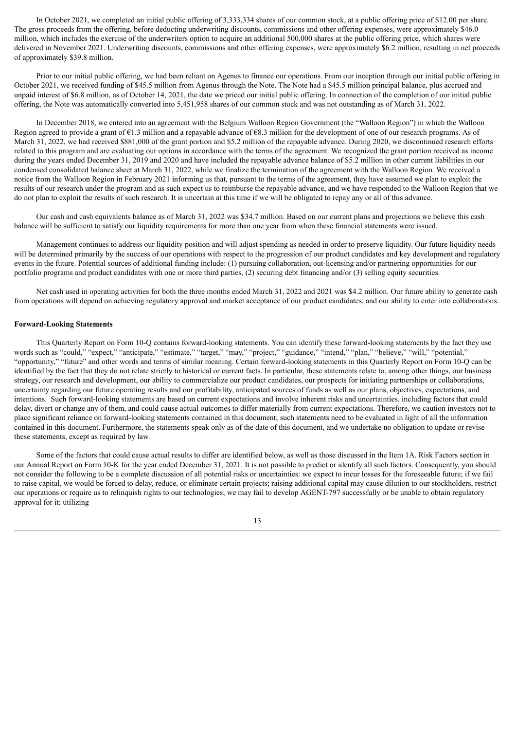In October 2021, we completed an initial public offering of 3,333,334 shares of our common stock, at a public offering price of $12.00 per share. The gross proceeds from the offering, before deducting underwriting discounts, commissions and other offering expenses, were approximately $46.0 million, which includes the exercise of the underwriters option to acquire an additional 500,000 shares at the public offering price, which shares were delivered in November 2021. Underwriting discounts, commissions and other offering expenses, were approximately $6.2 million, resulting in net proceeds of approximately $39.8 million.

Prior to our initial public offering, we had been reliant on Agenus to finance our operations. From our inception through our initial public offering in October 2021, we received funding of $45.5 million from Agenus through the Note. The Note had a $45.5 million principal balance, plus accrued and unpaid interest of $6.8 million, as of October 14, 2021, the date we priced our initial public offering. In connection of the completion of our initial public offering, the Note was automatically converted into 5,451,958 shares of our common stock and was not outstanding as of March 31, 2022.

In December 2018, we entered into an agreement with the Belgium Walloon Region Government (the "Walloon Region") in which the Walloon Region agreed to provide a grant of €1.3 million and a repayable advance of €8.3 million for the development of one of our research programs. As of March 31, 2022, we had received $881,000 of the grant portion and $5.2 million of the repayable advance. During 2020, we discontinued research efforts related to this program and are evaluating our options in accordance with the terms of the agreement. We recognized the grant portion received as income during the years ended December 31, 2019 and 2020 and have included the repayable advance balance of $5.2 million in other current liabilities in our condensed consolidated balance sheet at March 31, 2022, while we finalize the termination of the agreement with the Walloon Region. We received a notice from the Walloon Region in February 2021 informing us that, pursuant to the terms of the agreement, they have assumed we plan to exploit the results of our research under the program and as such expect us to reimburse the repayable advance, and we have responded to the Walloon Region that we do not plan to exploit the results of such research. It is uncertain at this time if we will be obligated to repay any or all of this advance.

Our cash and cash equivalents balance as of March 31, 2022 was $34.7 million. Based on our current plans and projections we believe this cash balance will be sufficient to satisfy our liquidity requirements for more than one year from when these financial statements were issued.

Management continues to address our liquidity position and will adjust spending as needed in order to preserve liquidity. Our future liquidity needs will be determined primarily by the success of our operations with respect to the progression of our product candidates and key development and regulatory events in the future. Potential sources of additional funding include: (1) pursuing collaboration, out-licensing and/or partnering opportunities for our portfolio programs and product candidates with one or more third parties, (2) securing debt financing and/or (3) selling equity securities.

Net cash used in operating activities for both the three months ended March 31, 2022 and 2021 was $4.2 million. Our future ability to generate cash from operations will depend on achieving regulatory approval and market acceptance of our product candidates, and our ability to enter into collaborations.

**Forward-Looking Statements**

This Quarterly Report on Form 10-Q contains forward-looking statements. You can identify these forward-looking statements by the fact they use words such as "could," "expect," "anticipate," "estimate," "target," "may," "project," "guidance," "intend," "plan," "believe," "will," "potential," "opportunity," "future" and other words and terms of similar meaning. Certain forward-looking statements in this Quarterly Report on Form 10-Q can be identified by the fact that they do not relate strictly to historical or current facts. In particular, these statements relate to, among other things, our business strategy, our research and development, our ability to commercialize our product candidates, our prospects for initiating partnerships or collaborations, uncertainty regarding our future operating results and our profitability, anticipated sources of funds as well as our plans, objectives, expectations, and intentions. Such forward-looking statements are based on current expectations and involve inherent risks and uncertainties, including factors that could delay, divert or change any of them, and could cause actual outcomes to differ materially from current expectations. Therefore, we caution investors not to place significant reliance on forward-looking statements contained in this document; such statements need to be evaluated in light of all the information contained in this document. Furthermore, the statements speak only as of the date of this document, and we undertake no obligation to update or revise these statements, except as required by law.

Some of the factors that could cause actual results to differ are identified below, as well as those discussed in the Item 1A. Risk Factors section in our Annual Report on Form 10-K for the year ended December 31, 2021. It is not possible to predict or identify all such factors. Consequently, you should not consider the following to be a complete discussion of all potential risks or uncertainties: we expect to incur losses for the foreseeable future; if we fail to raise capital, we would be forced to delay, reduce, or eliminate certain projects; raising additional capital may cause dilution to our stockholders, restrict our operations or require us to relinquish rights to our technologies; we may fail to develop AGENT-797 successfully or be unable to obtain regulatory approval for it; utilizing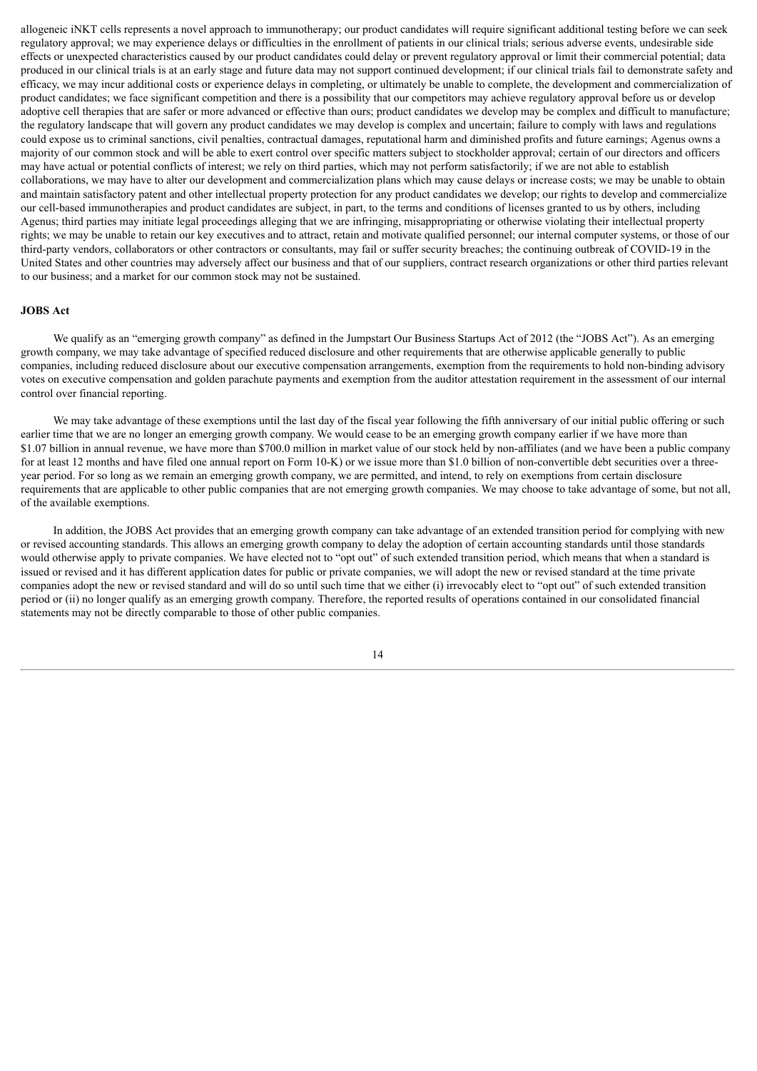allogeneic iNKT cells represents a novel approach to immunotherapy; our product candidates will require significant additional testing before we can seek regulatory approval; we may experience delays or difficulties in the enrollment of patients in our clinical trials; serious adverse events, undesirable side effects or unexpected characteristics caused by our product candidates could delay or prevent regulatory approval or limit their commercial potential; data produced in our clinical trials is at an early stage and future data may not support continued development; if our clinical trials fail to demonstrate safety and efficacy, we may incur additional costs or experience delays in completing, or ultimately be unable to complete, the development and commercialization of product candidates; we face significant competition and there is a possibility that our competitors may achieve regulatory approval before us or develop adoptive cell therapies that are safer or more advanced or effective than ours; product candidates we develop may be complex and difficult to manufacture; the regulatory landscape that will govern any product candidates we may develop is complex and uncertain; failure to comply with laws and regulations could expose us to criminal sanctions, civil penalties, contractual damages, reputational harm and diminished profits and future earnings; Agenus owns a majority of our common stock and will be able to exert control over specific matters subject to stockholder approval; certain of our directors and officers may have actual or potential conflicts of interest; we rely on third parties, which may not perform satisfactorily; if we are not able to establish collaborations, we may have to alter our development and commercialization plans which may cause delays or increase costs; we may be unable to obtain and maintain satisfactory patent and other intellectual property protection for any product candidates we develop; our rights to develop and commercialize our cell-based immunotherapies and product candidates are subject, in part, to the terms and conditions of licenses granted to us by others, including Agenus; third parties may initiate legal proceedings alleging that we are infringing, misappropriating or otherwise violating their intellectual property rights; we may be unable to retain our key executives and to attract, retain and motivate qualified personnel; our internal computer systems, or those of our third-party vendors, collaborators or other contractors or consultants, may fail or suffer security breaches; the continuing outbreak of COVID-19 in the United States and other countries may adversely affect our business and that of our suppliers, contract research organizations or other third parties relevant to our business; and a market for our common stock may not be sustained.

**JOBS Act**

We qualify as an "emerging growth company" as defined in the Jumpstart Our Business Startups Act of 2012 (the "JOBS Act"). As an emerging growth company, we may take advantage of specified reduced disclosure and other requirements that are otherwise applicable generally to public companies, including reduced disclosure about our executive compensation arrangements, exemption from the requirements to hold non-binding advisory votes on executive compensation and golden parachute payments and exemption from the auditor attestation requirement in the assessment of our internal control over financial reporting.

We may take advantage of these exemptions until the last day of the fiscal year following the fifth anniversary of our initial public offering or such earlier time that we are no longer an emerging growth company. We would cease to be an emerging growth company earlier if we have more than $1.07 billion in annual revenue, we have more than $700.0 million in market value of our stock held by non-affiliates (and we have been a public company for at least 12 months and have filed one annual report on Form 10-K) or we issue more than $1.0 billion of non-convertible debt securities over a three-year period. For so long as we remain an emerging growth company, we are permitted, and intend, to rely on exemptions from certain disclosure requirements that are applicable to other public companies that are not emerging growth companies. We may choose to take advantage of some, but not all, of the available exemptions.

In addition, the JOBS Act provides that an emerging growth company can take advantage of an extended transition period for complying with new or revised accounting standards. This allows an emerging growth company to delay the adoption of certain accounting standards until those standards would otherwise apply to private companies. We have elected not to "opt out" of such extended transition period, which means that when a standard is issued or revised and it has different application dates for public or private companies, we will adopt the new or revised standard at the time private companies adopt the new or revised standard and will do so until such time that we either (i) irrevocably elect to "opt out" of such extended transition period or (ii) no longer qualify as an emerging growth company. Therefore, the reported results of operations contained in our consolidated financial statements may not be directly comparable to those of other public companies.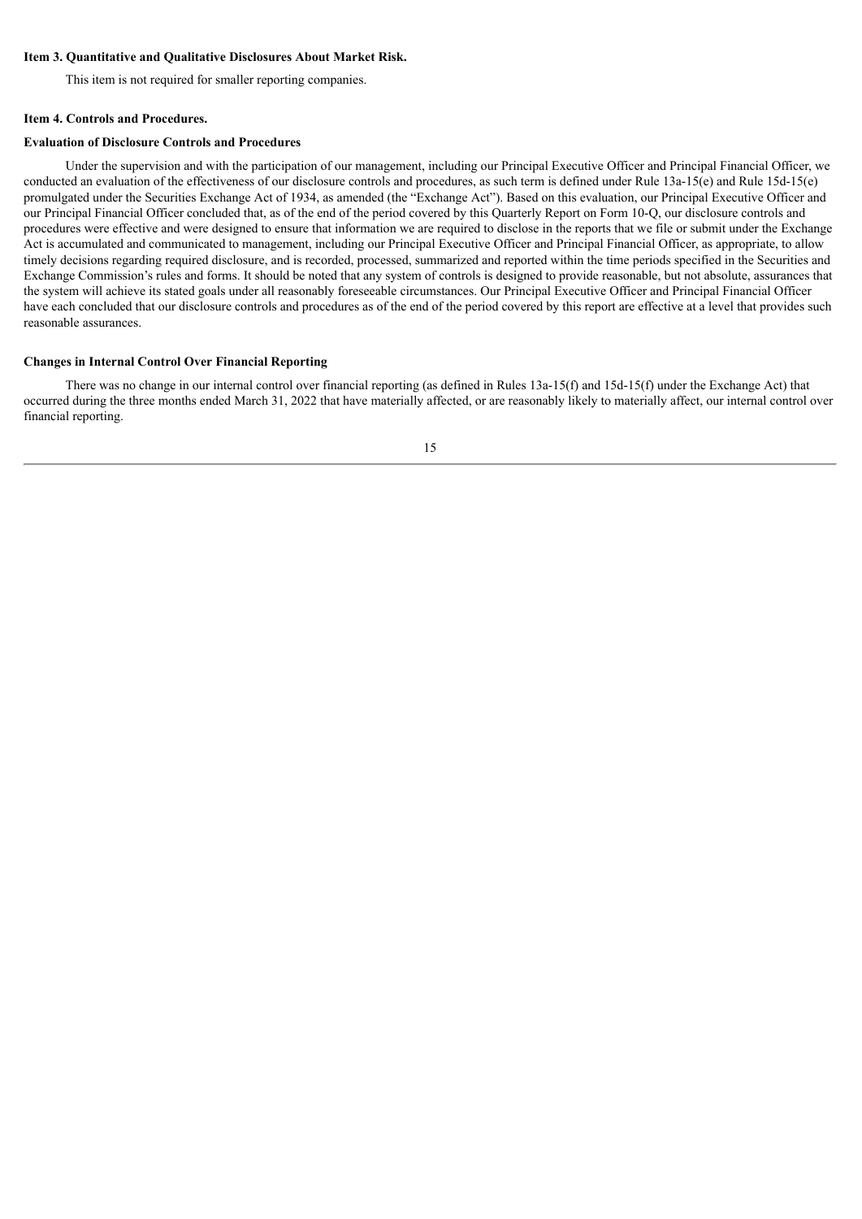**Item 3. Quantitative and Qualitative Disclosures About Market Risk.**

This item is not required for smaller reporting companies.

**Item 4. Controls and Procedures.**

**Evaluation of Disclosure Controls and Procedures**

Under the supervision and with the participation of our management, including our Principal Executive Officer and Principal Financial Officer, we conducted an evaluation of the effectiveness of our disclosure controls and procedures, as such term is defined under Rule 13a-15(e) and Rule 15d-15(e) promulgated under the Securities Exchange Act of 1934, as amended (the "Exchange Act"). Based on this evaluation, our Principal Executive Officer and our Principal Financial Officer concluded that, as of the end of the period covered by this Quarterly Report on Form 10-Q, our disclosure controls and procedures were effective and were designed to ensure that information we are required to disclose in the reports that we file or submit under the Exchange Act is accumulated and communicated to management, including our Principal Executive Officer and Principal Financial Officer, as appropriate, to allow timely decisions regarding required disclosure, and is recorded, processed, summarized and reported within the time periods specified in the Securities and Exchange Commission's rules and forms. It should be noted that any system of controls is designed to provide reasonable, but not absolute, assurances that the system will achieve its stated goals under all reasonably foreseeable circumstances. Our Principal Executive Officer and Principal Financial Officer have each concluded that our disclosure controls and procedures as of the end of the period covered by this report are effective at a level that provides such reasonable assurances.

**Changes in Internal Control Over Financial Reporting**

There was no change in our internal control over financial reporting (as defined in Rules 13a-15(f) and 15d-15(f) under the Exchange Act) that occurred during the three months ended March 31, 2022 that have materially affected, or are reasonably likely to materially affect, our internal control over financial reporting.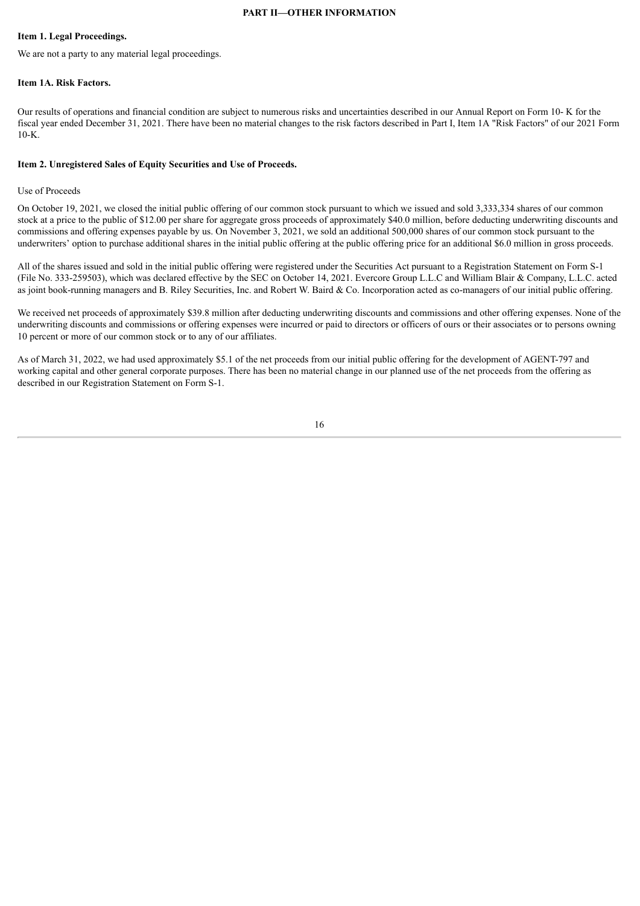## PART II—OTHER INFORMATION

### Item 1. Legal Proceedings.

We are not a party to any material legal proceedings.

### Item 1A. Risk Factors.

Our results of operations and financial condition are subject to numerous risks and uncertainties described in our Annual Report on Form 10- K for the fiscal year ended December 31, 2021. There have been no material changes to the risk factors described in Part I, Item 1A "Risk Factors" of our 2021 Form 10-K.

### Item 2. Unregistered Sales of Equity Securities and Use of Proceeds.

Use of Proceeds

On October 19, 2021, we closed the initial public offering of our common stock pursuant to which we issued and sold 3,333,334 shares of our common stock at a price to the public of $12.00 per share for aggregate gross proceeds of approximately $40.0 million, before deducting underwriting discounts and commissions and offering expenses payable by us. On November 3, 2021, we sold an additional 500,000 shares of our common stock pursuant to the underwriters' option to purchase additional shares in the initial public offering at the public offering price for an additional $6.0 million in gross proceeds.

All of the shares issued and sold in the initial public offering were registered under the Securities Act pursuant to a Registration Statement on Form S-1 (File No. 333-259503), which was declared effective by the SEC on October 14, 2021. Evercore Group L.L.C and William Blair & Company, L.L.C. acted as joint book-running managers and B. Riley Securities, Inc. and Robert W. Baird & Co. Incorporation acted as co-managers of our initial public offering.

We received net proceeds of approximately $39.8 million after deducting underwriting discounts and commissions and other offering expenses. None of the underwriting discounts and commissions or offering expenses were incurred or paid to directors or officers of ours or their associates or to persons owning 10 percent or more of our common stock or to any of our affiliates.

As of March 31, 2022, we had used approximately $5.1 of the net proceeds from our initial public offering for the development of AGENT-797 and working capital and other general corporate purposes. There has been no material change in our planned use of the net proceeds from the offering as described in our Registration Statement on Form S-1.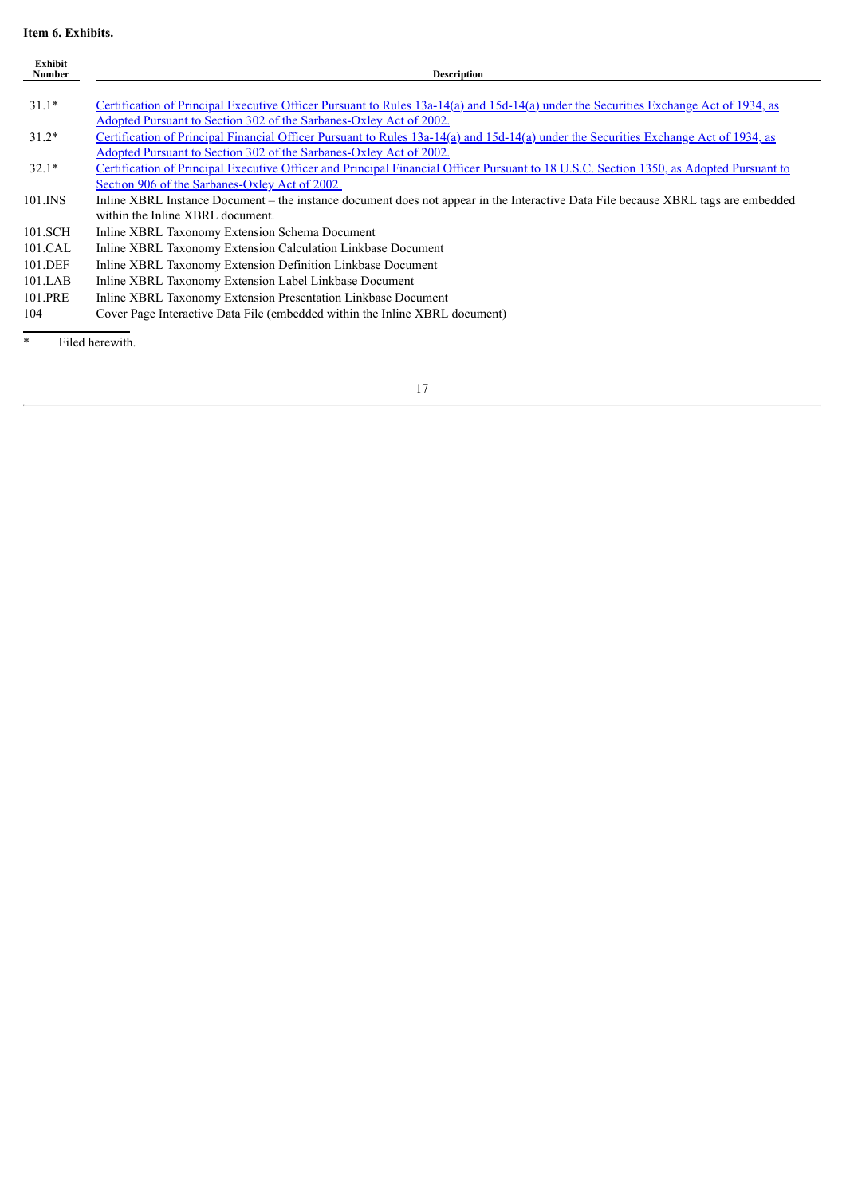**Item 6. Exhibits.**

| Exhibit Number | Description |
|---|---|
| 31.1* | Certification of Principal Executive Officer Pursuant to Rules 13a-14(a) and 15d-14(a) under the Securities Exchange Act of 1934, as Adopted Pursuant to Section 302 of the Sarbanes-Oxley Act of 2002. |
| 31.2* | Certification of Principal Financial Officer Pursuant to Rules 13a-14(a) and 15d-14(a) under the Securities Exchange Act of 1934, as Adopted Pursuant to Section 302 of the Sarbanes-Oxley Act of 2002. |
| 32.1* | Certification of Principal Executive Officer and Principal Financial Officer Pursuant to 18 U.S.C. Section 1350, as Adopted Pursuant to Section 906 of the Sarbanes-Oxley Act of 2002. |
| 101.INS | Inline XBRL Instance Document – the instance document does not appear in the Interactive Data File because XBRL tags are embedded within the Inline XBRL document. |
| 101.SCH | Inline XBRL Taxonomy Extension Schema Document |
| 101.CAL | Inline XBRL Taxonomy Extension Calculation Linkbase Document |
| 101.DEF | Inline XBRL Taxonomy Extension Definition Linkbase Document |
| 101.LAB | Inline XBRL Taxonomy Extension Label Linkbase Document |
| 101.PRE | Inline XBRL Taxonomy Extension Presentation Linkbase Document |
| 104 | Cover Page Interactive Data File (embedded within the Inline XBRL document) |

\* Filed herewith.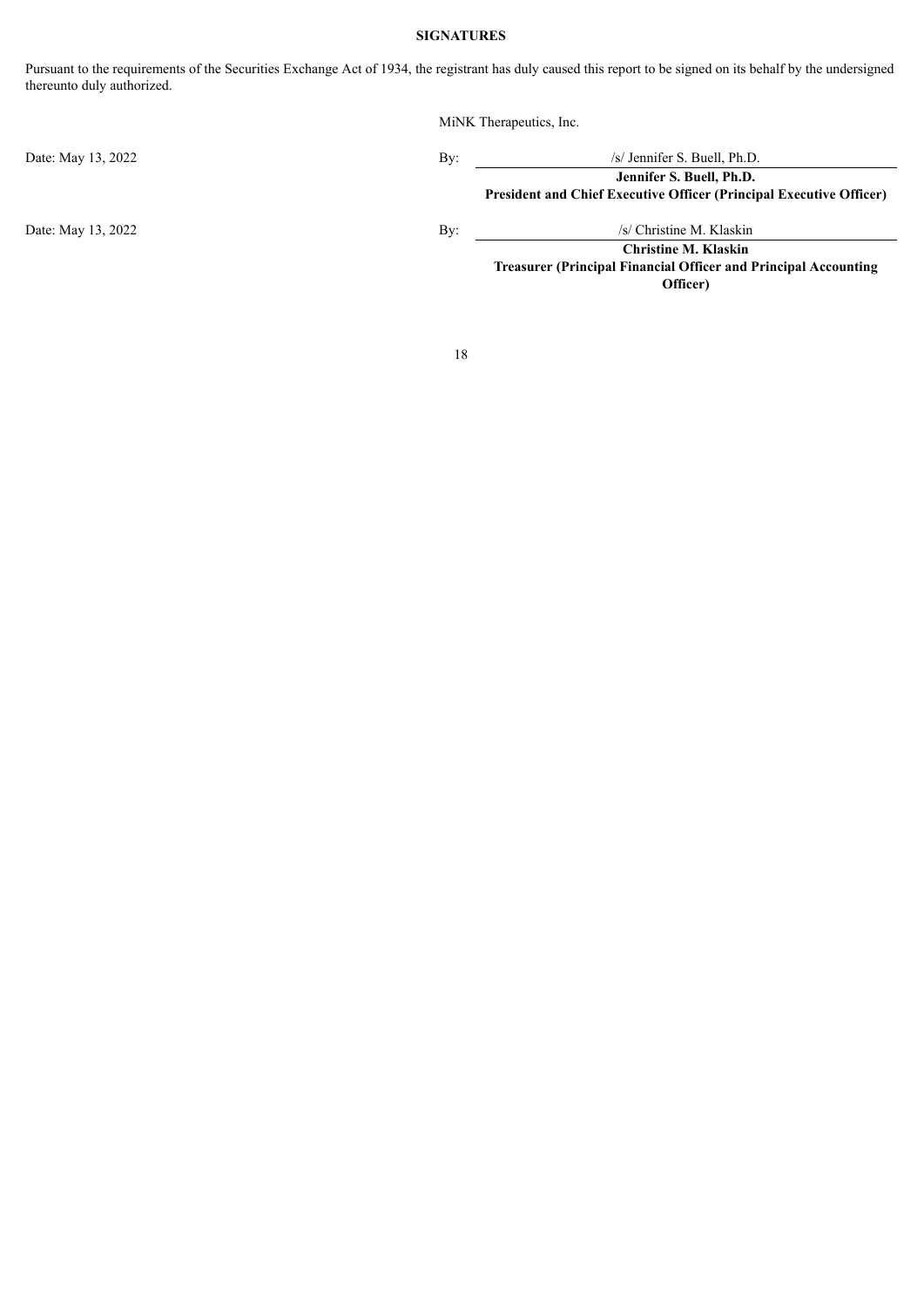**SIGNATURES**

Pursuant to the requirements of the Securities Exchange Act of 1934, the registrant has duly caused this report to be signed on its behalf by the undersigned thereunto duly authorized.

MiNK Therapeutics, Inc.

Date: May 13, 2022

By: /s/ Jennifer S. Buell, Ph.D.

**Jennifer S. Buell, Ph.D.**
**President and Chief Executive Officer (Principal Executive Officer)**

Date: May 13, 2022

By: /s/ Christine M. Klaskin

**Christine M. Klaskin**
**Treasurer (Principal Financial Officer and Principal Accounting Officer)**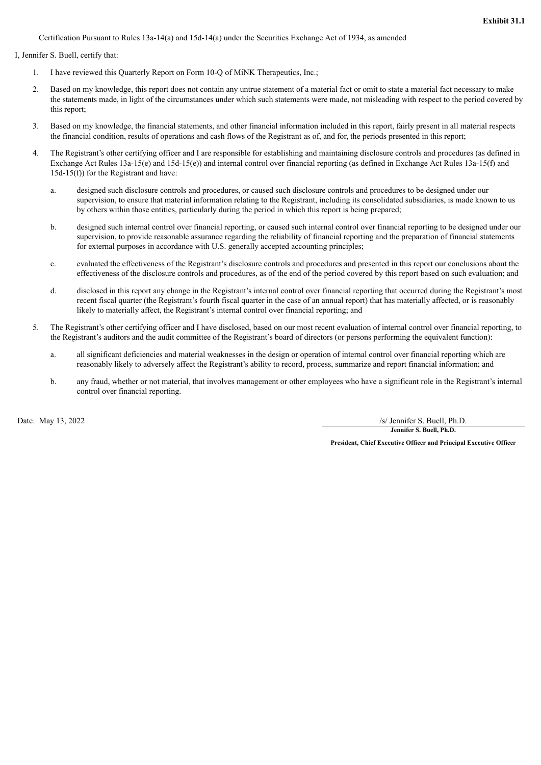**Exhibit 31.1**

Certification Pursuant to Rules 13a-14(a) and 15d-14(a) under the Securities Exchange Act of 1934, as amended

I, Jennifer S. Buell, certify that:

1. I have reviewed this Quarterly Report on Form 10-Q of MiNK Therapeutics, Inc.;

2. Based on my knowledge, this report does not contain any untrue statement of a material fact or omit to state a material fact necessary to make the statements made, in light of the circumstances under which such statements were made, not misleading with respect to the period covered by this report;

3. Based on my knowledge, the financial statements, and other financial information included in this report, fairly present in all material respects the financial condition, results of operations and cash flows of the Registrant as of, and for, the periods presented in this report;

4. The Registrant's other certifying officer and I are responsible for establishing and maintaining disclosure controls and procedures (as defined in Exchange Act Rules 13a-15(e) and 15d-15(e)) and internal control over financial reporting (as defined in Exchange Act Rules 13a-15(f) and 15d-15(f)) for the Registrant and have:

   a. designed such disclosure controls and procedures, or caused such disclosure controls and procedures to be designed under our supervision, to ensure that material information relating to the Registrant, including its consolidated subsidiaries, is made known to us by others within those entities, particularly during the period in which this report is being prepared;

   b. designed such internal control over financial reporting, or caused such internal control over financial reporting to be designed under our supervision, to provide reasonable assurance regarding the reliability of financial reporting and the preparation of financial statements for external purposes in accordance with U.S. generally accepted accounting principles;

   c. evaluated the effectiveness of the Registrant's disclosure controls and procedures and presented in this report our conclusions about the effectiveness of the disclosure controls and procedures, as of the end of the period covered by this report based on such evaluation; and

   d. disclosed in this report any change in the Registrant's internal control over financial reporting that occurred during the Registrant's most recent fiscal quarter (the Registrant's fourth fiscal quarter in the case of an annual report) that has materially affected, or is reasonably likely to materially affect, the Registrant's internal control over financial reporting; and

5. The Registrant's other certifying officer and I have disclosed, based on our most recent evaluation of internal control over financial reporting, to the Registrant's auditors and the audit committee of the Registrant's board of directors (or persons performing the equivalent function):

   a. all significant deficiencies and material weaknesses in the design or operation of internal control over financial reporting which are reasonably likely to adversely affect the Registrant's ability to record, process, summarize and report financial information; and

   b. any fraud, whether or not material, that involves management or other employees who have a significant role in the Registrant's internal control over financial reporting.

Date: May 13, 2022

/s/ Jennifer S. Buell, Ph.D.

**Jennifer S. Buell, Ph.D.**

**President, Chief Executive Officer and Principal Executive Officer**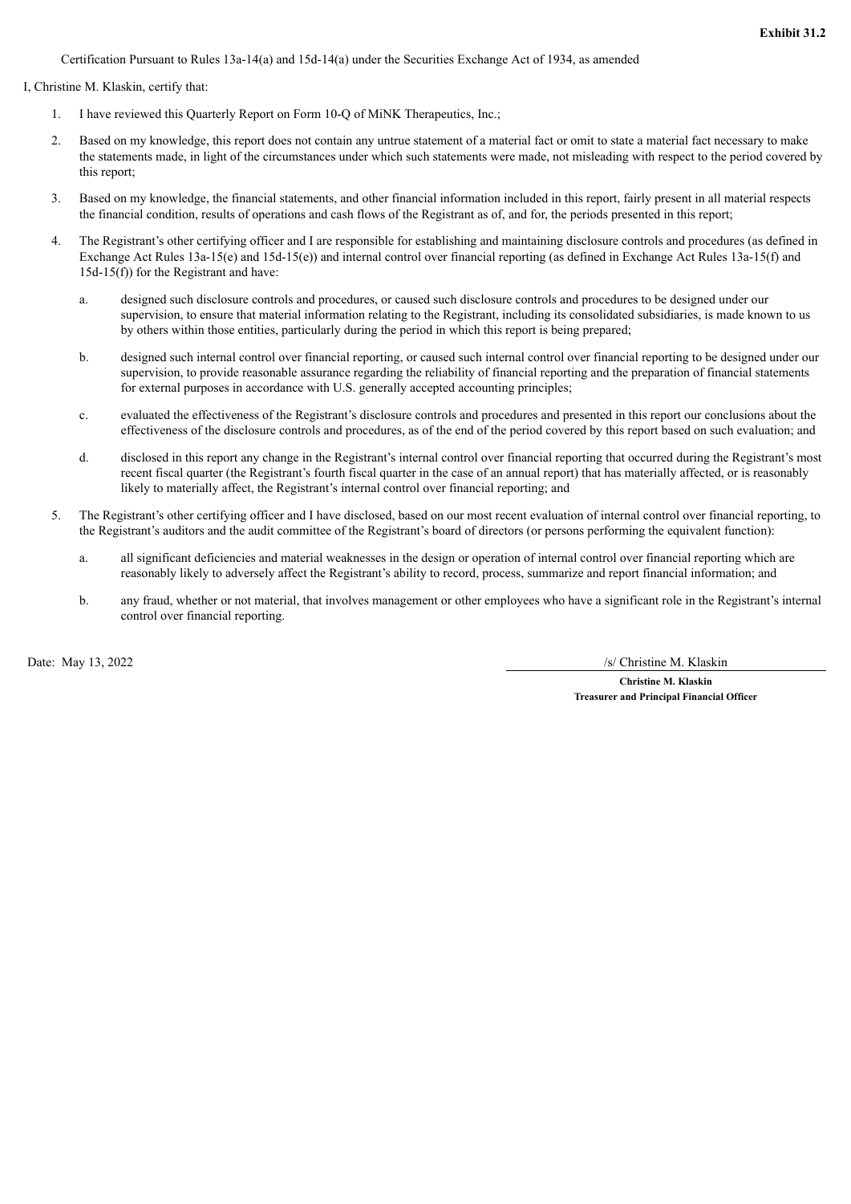**Exhibit 31.2**

Certification Pursuant to Rules 13a-14(a) and 15d-14(a) under the Securities Exchange Act of 1934, as amended

I, Christine M. Klaskin, certify that:

1. I have reviewed this Quarterly Report on Form 10-Q of MiNK Therapeutics, Inc.;

2. Based on my knowledge, this report does not contain any untrue statement of a material fact or omit to state a material fact necessary to make the statements made, in light of the circumstances under which such statements were made, not misleading with respect to the period covered by this report;

3. Based on my knowledge, the financial statements, and other financial information included in this report, fairly present in all material respects the financial condition, results of operations and cash flows of the Registrant as of, and for, the periods presented in this report;

4. The Registrant's other certifying officer and I are responsible for establishing and maintaining disclosure controls and procedures (as defined in Exchange Act Rules 13a-15(e) and 15d-15(e)) and internal control over financial reporting (as defined in Exchange Act Rules 13a-15(f) and 15d-15(f)) for the Registrant and have:

   a. designed such disclosure controls and procedures, or caused such disclosure controls and procedures to be designed under our supervision, to ensure that material information relating to the Registrant, including its consolidated subsidiaries, is made known to us by others within those entities, particularly during the period in which this report is being prepared;

   b. designed such internal control over financial reporting, or caused such internal control over financial reporting to be designed under our supervision, to provide reasonable assurance regarding the reliability of financial reporting and the preparation of financial statements for external purposes in accordance with U.S. generally accepted accounting principles;

   c. evaluated the effectiveness of the Registrant's disclosure controls and procedures and presented in this report our conclusions about the effectiveness of the disclosure controls and procedures, as of the end of the period covered by this report based on such evaluation; and

   d. disclosed in this report any change in the Registrant's internal control over financial reporting that occurred during the Registrant's most recent fiscal quarter (the Registrant's fourth fiscal quarter in the case of an annual report) that has materially affected, or is reasonably likely to materially affect, the Registrant's internal control over financial reporting; and

5. The Registrant's other certifying officer and I have disclosed, based on our most recent evaluation of internal control over financial reporting, to the Registrant's auditors and the audit committee of the Registrant's board of directors (or persons performing the equivalent function):

   a. all significant deficiencies and material weaknesses in the design or operation of internal control over financial reporting which are reasonably likely to adversely affect the Registrant's ability to record, process, summarize and report financial information; and

   b. any fraud, whether or not material, that involves management or other employees who have a significant role in the Registrant's internal control over financial reporting.

Date: May 13, 2022

/s/ Christine M. Klaskin

**Christine M. Klaskin**
**Treasurer and Principal Financial Officer**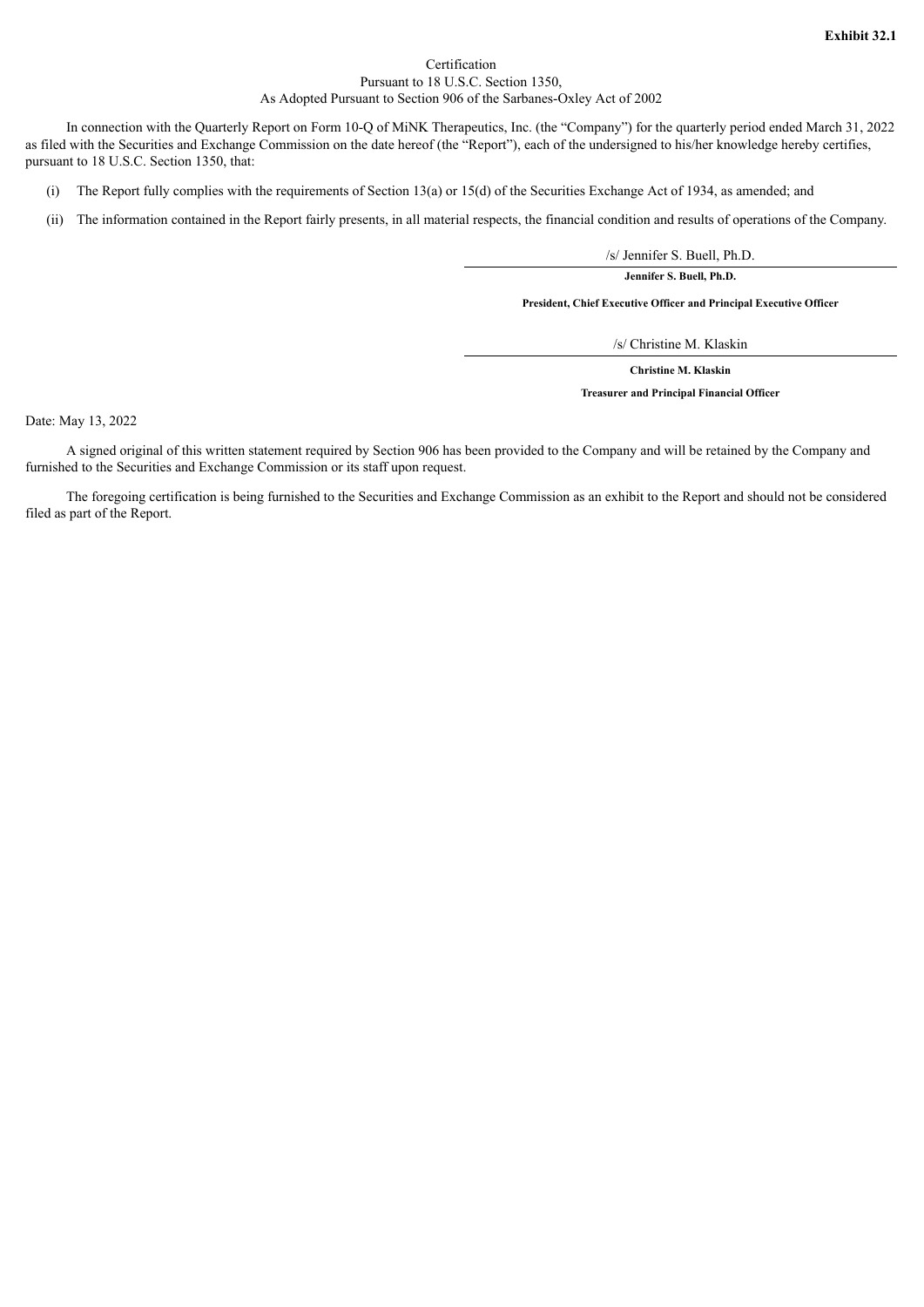**Exhibit 32.1**

Certification
Pursuant to 18 U.S.C. Section 1350,
As Adopted Pursuant to Section 906 of the Sarbanes-Oxley Act of 2002

In connection with the Quarterly Report on Form 10-Q of MiNK Therapeutics, Inc. (the "Company") for the quarterly period ended March 31, 2022 as filed with the Securities and Exchange Commission on the date hereof (the "Report"), each of the undersigned to his/her knowledge hereby certifies, pursuant to 18 U.S.C. Section 1350, that:

(i) The Report fully complies with the requirements of Section 13(a) or 15(d) of the Securities Exchange Act of 1934, as amended; and

(ii) The information contained in the Report fairly presents, in all material respects, the financial condition and results of operations of the Company.

/s/ Jennifer S. Buell, Ph.D.

**Jennifer S. Buell, Ph.D.**

**President, Chief Executive Officer and Principal Executive Officer**

/s/ Christine M. Klaskin

**Christine M. Klaskin**

**Treasurer and Principal Financial Officer**

Date: May 13, 2022

A signed original of this written statement required by Section 906 has been provided to the Company and will be retained by the Company and furnished to the Securities and Exchange Commission or its staff upon request.

The foregoing certification is being furnished to the Securities and Exchange Commission as an exhibit to the Report and should not be considered filed as part of the Report.